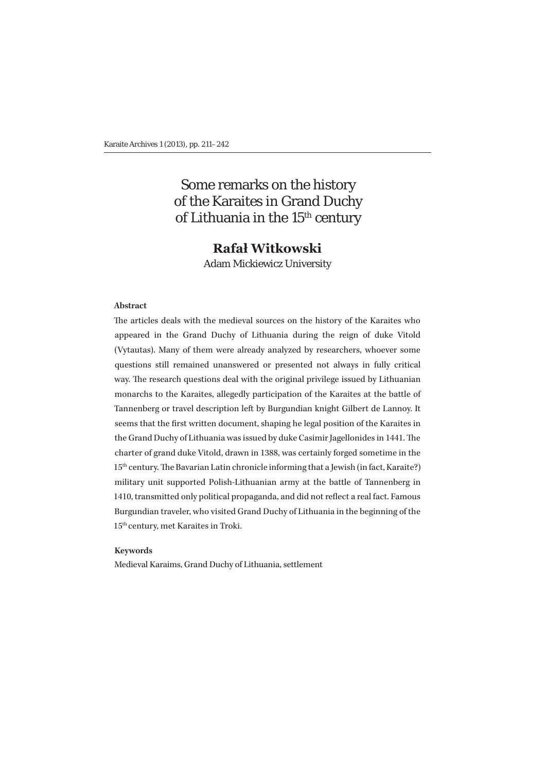# Some remarks on the history of the Karaites in Grand Duchy of Lithuania in the 15th century

**Rafał Witkowski**

Adam Mickiewicz University

**Abstract**

The articles deals with the medieval sources on the history of the Karaites who appeared in the Grand Duchy of Lithuania during the reign of duke Vitold (Vytautas). Many of them were already analyzed by researchers, whoever some questions still remained unanswered or presented not always in fully critical way. The research questions deal with the original privilege issued by Lithuanian monarchs to the Karaites, allegedly participation of the Karaites at the battle of Tannenberg or travel description left by Burgundian knight Gilbert de Lannoy. It seems that the first written document, shaping he legal position of the Karaites in the Grand Duchy of Lithuania was issued by duke Casimir Jagellonides in 1441. The charter of grand duke Vitold, drawn in 1388, was certainly forged sometime in the 15th century. The Bavarian Latin chronicle informing that a Jewish (in fact, Karaite?) military unit supported Polish-Lithuanian army at the battle of Tannenberg in 1410, transmitted only political propaganda, and did not reflect a real fact. Famous Burgundian traveler, who visited Grand Duchy of Lithuania in the beginning of the 15th century, met Karaites in Troki.

**Keywords**

Medieval Karaims, Grand Duchy of Lithuania, settlement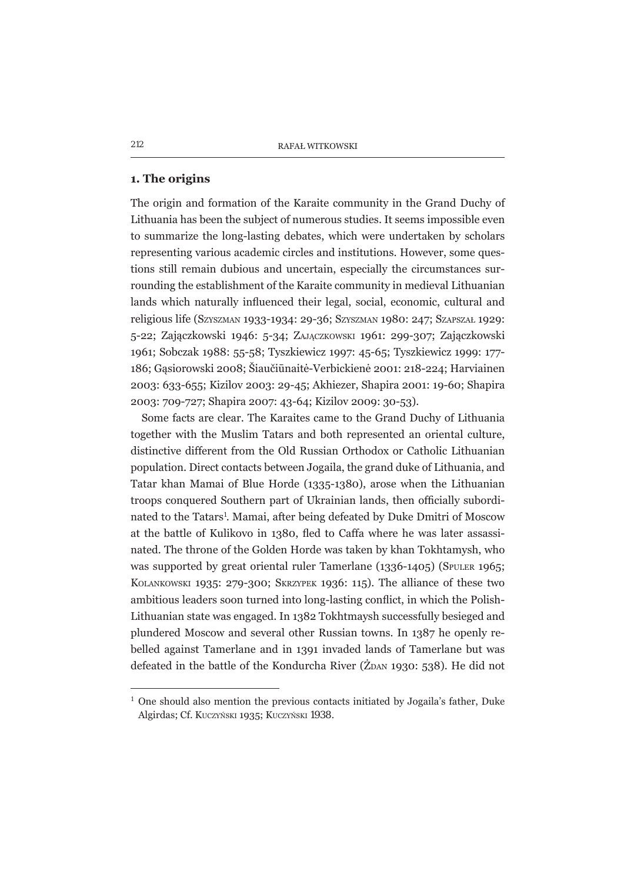## 1. The origins

The origin and formation of the Karaite community in the Grand Duchy of Lithuania has been the subject of numerous studies. It seems impossible even to summarize the long-lasting debates, which were undertaken by scholars representing various academic circles and institutions. However, some questions still remain dubious and uncertain, especially the circumstances surrounding the establishment of the Karaite community in medieval Lithuanian lands which naturally influenced their legal, social, economic, cultural and religious life (Szyszman 1933-1934: 29-36; Szyszman 1980: 247; Szapszał 1929: 5-22; Zajączkowski 1946: 5-34; Zajączkowski 1961: 299-307; Zajączkowski 1961; Sobczak 1988: 55-58; Tyszkiewicz 1997: 45-65; Tyszkiewicz 1999: 177-186; Gąsiorowski 2008; Šiaučiūnaitė-Verbickienė 2001: 218-224; Harviainen 2003: 633-655; Kizilov 2003: 29-45; Akhiezer, Shapira 2001: 19-60; Shapira 2003: 709-727; Shapira 2007: 43-64; Kizilov 2009: 30-53).

Some facts are clear. The Karaites came to the Grand Duchy of Lithuania together with the Muslim Tatars and both represented an oriental culture, distinctive different from the Old Russian Orthodox or Catholic Lithuanian population. Direct contacts between Jogaila, the grand duke of Lithuania, and Tatar khan Mamai of Blue Horde (1335-1380), arose when the Lithuanian troops conquered Southern part of Ukrainian lands, then officially subordinated to the Tatars[1]. Mamai, after being defeated by Duke Dmitri of Moscow at the battle of Kulikovo in 1380, fled to Caffa where he was later assassinated. The throne of the Golden Horde was taken by khan Tokhtamysh, who was supported by great oriental ruler Tamerlane (1336-1405) (Spuler 1965; Kolankowski 1935: 279-300; Skrzypek 1936: 115). The alliance of these two ambitious leaders soon turned into long-lasting conflict, in which the Polish-Lithuanian state was engaged. In 1382 Tokhtmaysh successfully besieged and plundered Moscow and several other Russian towns. In 1387 he openly rebelled against Tamerlane and in 1391 invaded lands of Tamerlane but was defeated in the battle of the Kondurcha River (Żdan 1930: 538). He did not

[1] One should also mention the previous contacts initiated by Jogaila's father, Duke Algirdas; Cf. Kuczyński 1935; Kuczyński 1938.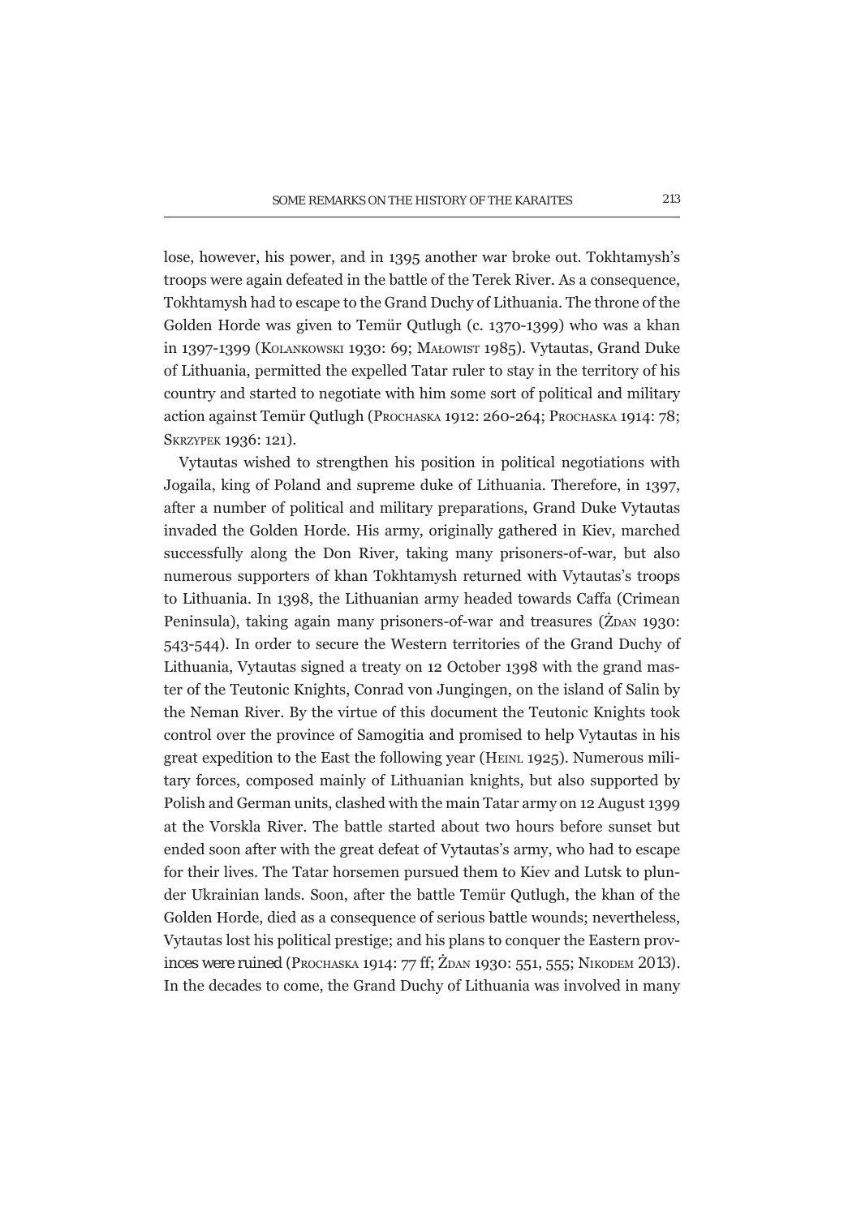lose, however, his power, and in 1395 another war broke out. Tokhtamysh's troops were again defeated in the battle of the Terek River. As a consequence, Tokhtamysh had to escape to the Grand Duchy of Lithuania. The throne of the Golden Horde was given to Temür Qutlugh (c. 1370-1399) who was a khan in 1397-1399 (Kolankowski 1930: 69; Małowist 1985). Vytautas, Grand Duke of Lithuania, permitted the expelled Tatar ruler to stay in the territory of his country and started to negotiate with him some sort of political and military action against Temür Qutlugh (Prochaska 1912: 260-264; Prochaska 1914: 78; Skrzypek 1936: 121).

Vytautas wished to strengthen his position in political negotiations with Jogaila, king of Poland and supreme duke of Lithuania. Therefore, in 1397, after a number of political and military preparations, Grand Duke Vytautas invaded the Golden Horde. His army, originally gathered in Kiev, marched successfully along the Don River, taking many prisoners-of-war, but also numerous supporters of khan Tokhtamysh returned with Vytautas's troops to Lithuania. In 1398, the Lithuanian army headed towards Caffa (Crimean Peninsula), taking again many prisoners-of-war and treasures (Żdan 1930: 543-544). In order to secure the Western territories of the Grand Duchy of Lithuania, Vytautas signed a treaty on 12 October 1398 with the grand master of the Teutonic Knights, Conrad von Jungingen, on the island of Salin by the Neman River. By the virtue of this document the Teutonic Knights took control over the province of Samogitia and promised to help Vytautas in his great expedition to the East the following year (Heinl 1925). Numerous military forces, composed mainly of Lithuanian knights, but also supported by Polish and German units, clashed with the main Tatar army on 12 August 1399 at the Vorskla River. The battle started about two hours before sunset but ended soon after with the great defeat of Vytautas's army, who had to escape for their lives. The Tatar horsemen pursued them to Kiev and Lutsk to plunder Ukrainian lands. Soon, after the battle Temür Qutlugh, the khan of the Golden Horde, died as a consequence of serious battle wounds; nevertheless, Vytautas lost his political prestige; and his plans to conquer the Eastern provinces were ruined (Prochaska 1914: 77 ff; Żdan 1930: 551, 555; Nikodem 2013). In the decades to come, the Grand Duchy of Lithuania was involved in many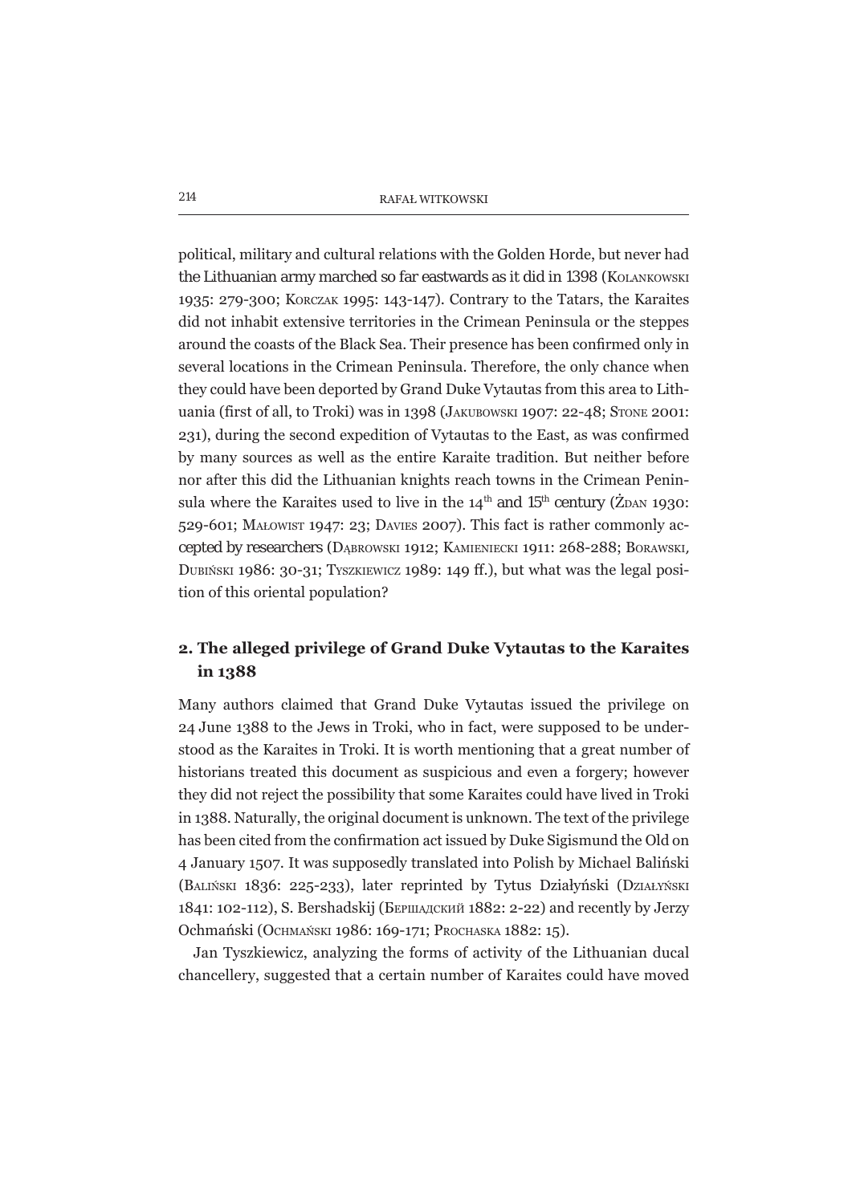political, military and cultural relations with the Golden Horde, but never had the Lithuanian army marched so far eastwards as it did in 1398 (Kolankowski 1935: 279-300; Korczak 1995: 143-147). Contrary to the Tatars, the Karaites did not inhabit extensive territories in the Crimean Peninsula or the steppes around the coasts of the Black Sea. Their presence has been confirmed only in several locations in the Crimean Peninsula. Therefore, the only chance when they could have been deported by Grand Duke Vytautas from this area to Lithuania (first of all, to Troki) was in 1398 (Jakubowski 1907: 22-48; Stone 2001: 231), during the second expedition of Vytautas to the East, as was confirmed by many sources as well as the entire Karaite tradition. But neither before nor after this did the Lithuanian knights reach towns in the Crimean Peninsula where the Karaites used to live in the 14th and 15th century (Żdan 1930: 529-601; Małowist 1947: 23; Davies 2007). This fact is rather commonly accepted by researchers (Dąbrowski 1912; Kamieniecki 1911: 268-288; Borawski, Dubiński 1986: 30-31; Tyszkiewicz 1989: 149 ff.), but what was the legal position of this oriental population?

## 2. The alleged privilege of Grand Duke Vytautas to the Karaites in 1388

Many authors claimed that Grand Duke Vytautas issued the privilege on 24 June 1388 to the Jews in Troki, who in fact, were supposed to be understood as the Karaites in Troki. It is worth mentioning that a great number of historians treated this document as suspicious and even a forgery; however they did not reject the possibility that some Karaites could have lived in Troki in 1388. Naturally, the original document is unknown. The text of the privilege has been cited from the confirmation act issued by Duke Sigismund the Old on 4 January 1507. It was supposedly translated into Polish by Michael Baliński (Baliński 1836: 225-233), later reprinted by Tytus Działyński (Działyński 1841: 102-112), S. Bershadskij (Бершадский 1882: 2-22) and recently by Jerzy Ochmański (Ochmański 1986: 169-171; Prochaska 1882: 15).

Jan Tyszkiewicz, analyzing the forms of activity of the Lithuanian ducal chancellery, suggested that a certain number of Karaites could have moved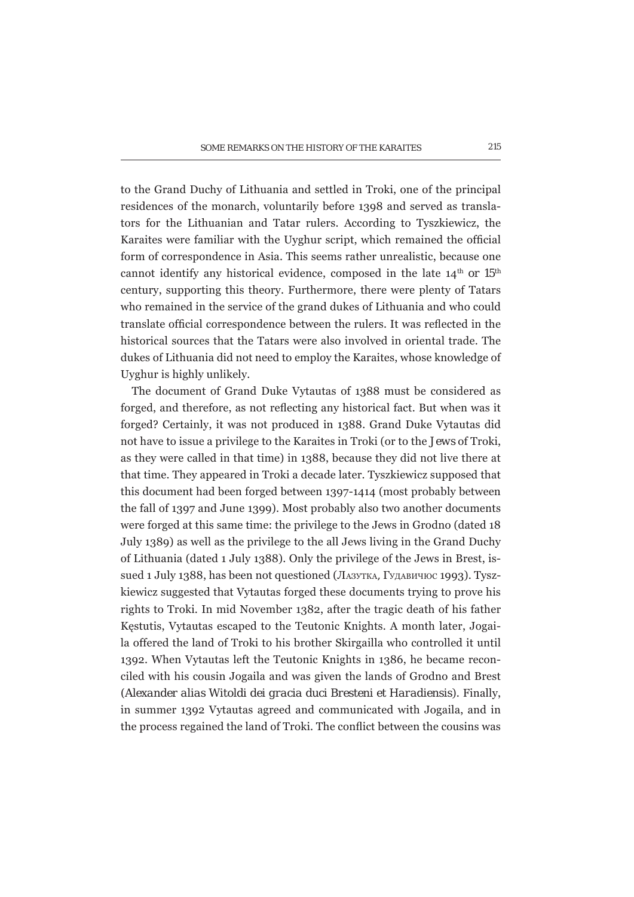to the Grand Duchy of Lithuania and settled in Troki, one of the principal residences of the monarch, voluntarily before 1398 and served as translators for the Lithuanian and Tatar rulers. According to Tyszkiewicz, the Karaites were familiar with the Uyghur script, which remained the official form of correspondence in Asia. This seems rather unrealistic, because one cannot identify any historical evidence, composed in the late 14th or 15th century, supporting this theory. Furthermore, there were plenty of Tatars who remained in the service of the grand dukes of Lithuania and who could translate official correspondence between the rulers. It was reflected in the historical sources that the Tatars were also involved in oriental trade. The dukes of Lithuania did not need to employ the Karaites, whose knowledge of Uyghur is highly unlikely.

The document of Grand Duke Vytautas of 1388 must be considered as forged, and therefore, as not reflecting any historical fact. But when was it forged? Certainly, it was not produced in 1388. Grand Duke Vytautas did not have to issue a privilege to the Karaites in Troki (or to the *Jews* of Troki, as they were called in that time) in 1388, because they did not live there at that time. They appeared in Troki a decade later. Tyszkiewicz supposed that this document had been forged between 1397-1414 (most probably between the fall of 1397 and June 1399). Most probably also two another documents were forged at this same time: the privilege to the Jews in Grodno (dated 18 July 1389) as well as the privilege to the all Jews living in the Grand Duchy of Lithuania (dated 1 July 1388). Only the privilege of the Jews in Brest, issued 1 July 1388, has been not questioned (Лазутка, Гудавичюс 1993). Tyszkiewicz suggested that Vytautas forged these documents trying to prove his rights to Troki. In mid November 1382, after the tragic death of his father Kęstutis, Vytautas escaped to the Teutonic Knights. A month later, Jogaila offered the land of Troki to his brother Skirgailla who controlled it until 1392. When Vytautas left the Teutonic Knights in 1386, he became reconciled with his cousin Jogaila and was given the lands of Grodno and Brest (*Alexander alias Witoldi dei gracia duci Bresteni et Haradiensis*). Finally, in summer 1392 Vytautas agreed and communicated with Jogaila, and in the process regained the land of Troki. The conflict between the cousins was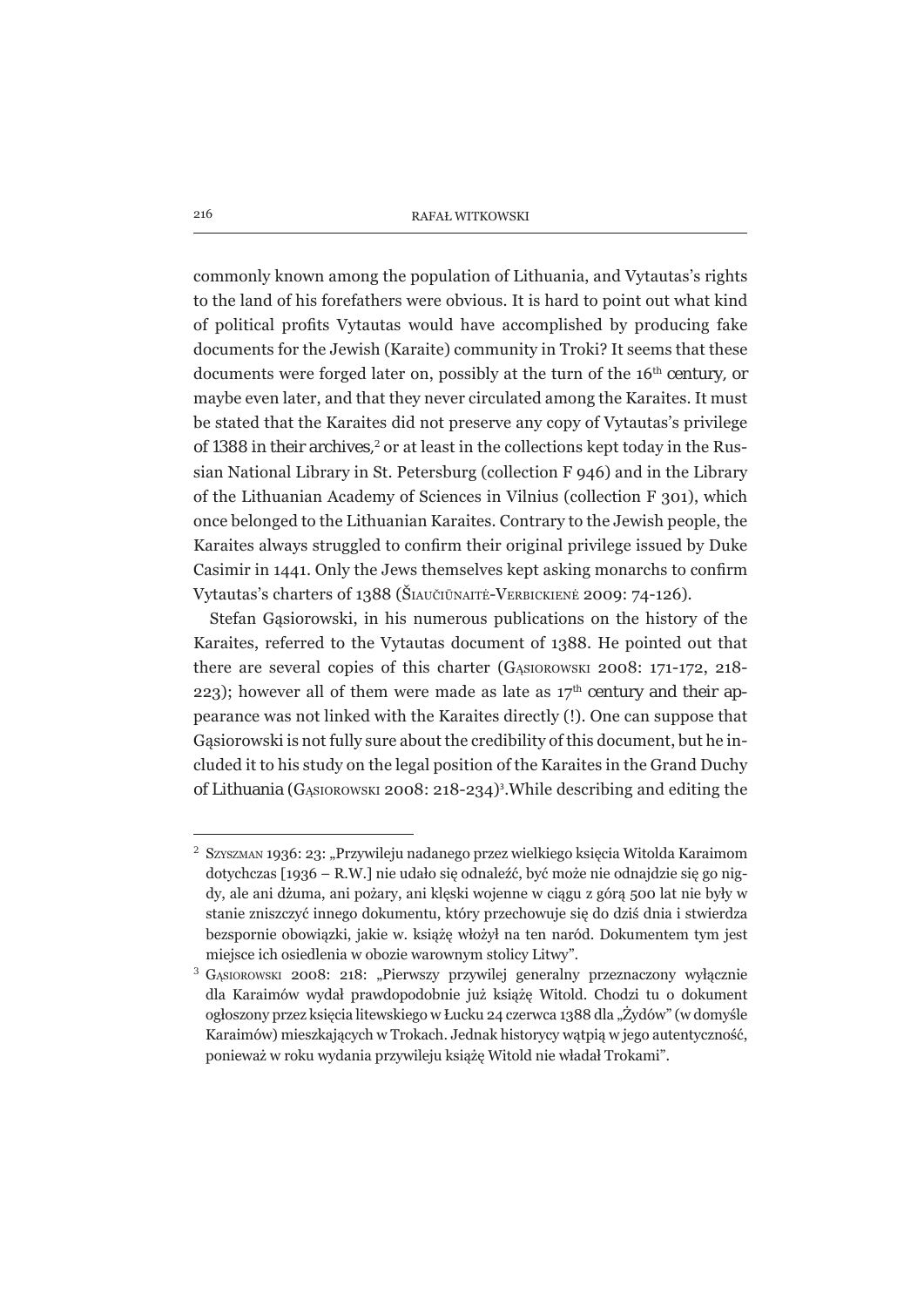commonly known among the population of Lithuania, and Vytautas's rights to the land of his forefathers were obvious. It is hard to point out what kind of political profits Vytautas would have accomplished by producing fake documents for the Jewish (Karaite) community in Troki? It seems that these documents were forged later on, possibly at the turn of the 16th century, or maybe even later, and that they never circulated among the Karaites. It must be stated that the Karaites did not preserve any copy of Vytautas's privilege of 1388 in their archives,[2] or at least in the collections kept today in the Russian National Library in St. Petersburg (collection F 946) and in the Library of the Lithuanian Academy of Sciences in Vilnius (collection F 301), which once belonged to the Lithuanian Karaites. Contrary to the Jewish people, the Karaites always struggled to confirm their original privilege issued by Duke Casimir in 1441. Only the Jews themselves kept asking monarchs to confirm Vytautas's charters of 1388 (Šiaučiūnaitė-Verbickienė 2009: 74-126).

Stefan Gąsiorowski, in his numerous publications on the history of the Karaites, referred to the Vytautas document of 1388. He pointed out that there are several copies of this charter (Gąsiorowski 2008: 171-172, 218-223); however all of them were made as late as 17th century and their appearance was not linked with the Karaites directly (!). One can suppose that Gąsiorowski is not fully sure about the credibility of this document, but he included it to his study on the legal position of the Karaites in the Grand Duchy of Lithuania (Gąsiorowski 2008: 218-234)[3].While describing and editing the

---

[2] Szyszman 1936: 23: „Przywileju nadanego przez wielkiego księcia Witolda Karaimom dotychczas [1936 – R.W.] nie udało się odnaleźć, być może nie odnajdzie się go nigdy, ale ani dżuma, ani pożary, ani klęski wojenne w ciągu z górą 500 lat nie były w stanie zniszczyć innego dokumentu, który przechowuje się do dziś dnia i stwierdza bezspornie obowiązki, jakie w. książę włożył na ten naród. Dokumentem tym jest miejsce ich osiedlenia w obozie warownym stolicy Litwy".

[3] Gąsiorowski 2008: 218: „Pierwszy przywilej generalny przeznaczony wyłącznie dla Karaimów wydał prawdopodobnie już książę Witold. Chodzi tu o dokument ogłoszony przez księcia litewskiego w Łucku 24 czerwca 1388 dla „Żydów" (w domyśle Karaimów) mieszkających w Trokach. Jednak historycy wątpią w jego autentyczność, ponieważ w roku wydania przywileju książę Witold nie władał Trokami".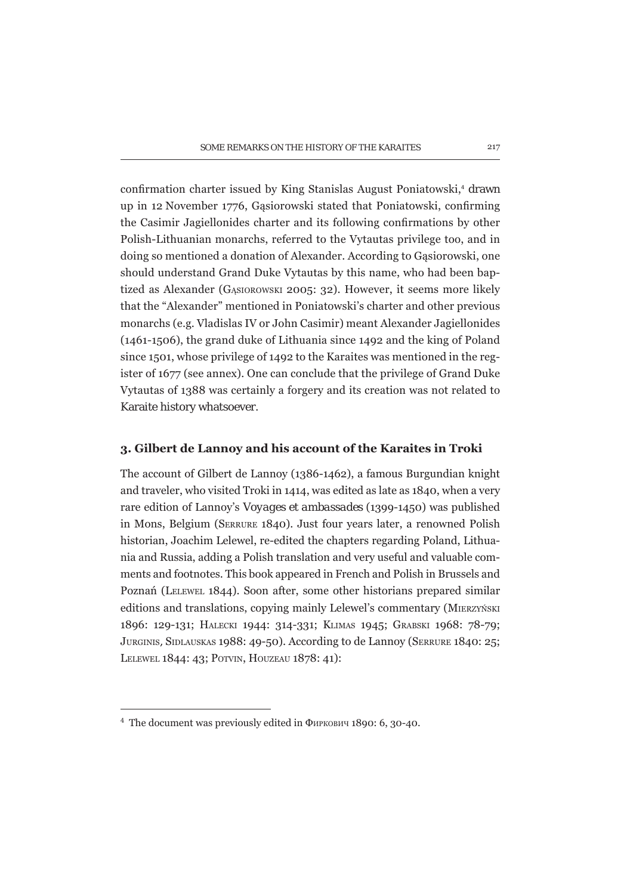confirmation charter issued by King Stanislas August Poniatowski,[4] drawn up in 12 November 1776, Gąsiorowski stated that Poniatowski, confirming the Casimir Jagiellonides charter and its following confirmations by other Polish-Lithuanian monarchs, referred to the Vytautas privilege too, and in doing so mentioned a donation of Alexander. According to Gąsiorowski, one should understand Grand Duke Vytautas by this name, who had been baptized as Alexander (Gąsiorowski 2005: 32). However, it seems more likely that the "Alexander" mentioned in Poniatowski's charter and other previous monarchs (e.g. Vladislas IV or John Casimir) meant Alexander Jagiellonides (1461-1506), the grand duke of Lithuania since 1492 and the king of Poland since 1501, whose privilege of 1492 to the Karaites was mentioned in the register of 1677 (see annex). One can conclude that the privilege of Grand Duke Vytautas of 1388 was certainly a forgery and its creation was not related to Karaite history whatsoever.

### 3. Gilbert de Lannoy and his account of the Karaites in Troki

The account of Gilbert de Lannoy (1386-1462), a famous Burgundian knight and traveler, who visited Troki in 1414, was edited as late as 1840, when a very rare edition of Lannoy's *Voyages et ambassades* (1399-1450) was published in Mons, Belgium (Serrure 1840). Just four years later, a renowned Polish historian, Joachim Lelewel, re-edited the chapters regarding Poland, Lithuania and Russia, adding a Polish translation and very useful and valuable comments and footnotes. This book appeared in French and Polish in Brussels and Poznań (Lelewel 1844). Soon after, some other historians prepared similar editions and translations, copying mainly Lelewel's commentary (Mierzyński 1896: 129-131; Halecki 1944: 314-331; Klimas 1945; Grabski 1968: 78-79; Jurginis, Sidlauskas 1988: 49-50). According to de Lannoy (Serrure 1840: 25; Lelewel 1844: 43; Potvin, Houzeau 1878: 41):

---

[4] The document was previously edited in Фиркович 1890: 6, 30-40.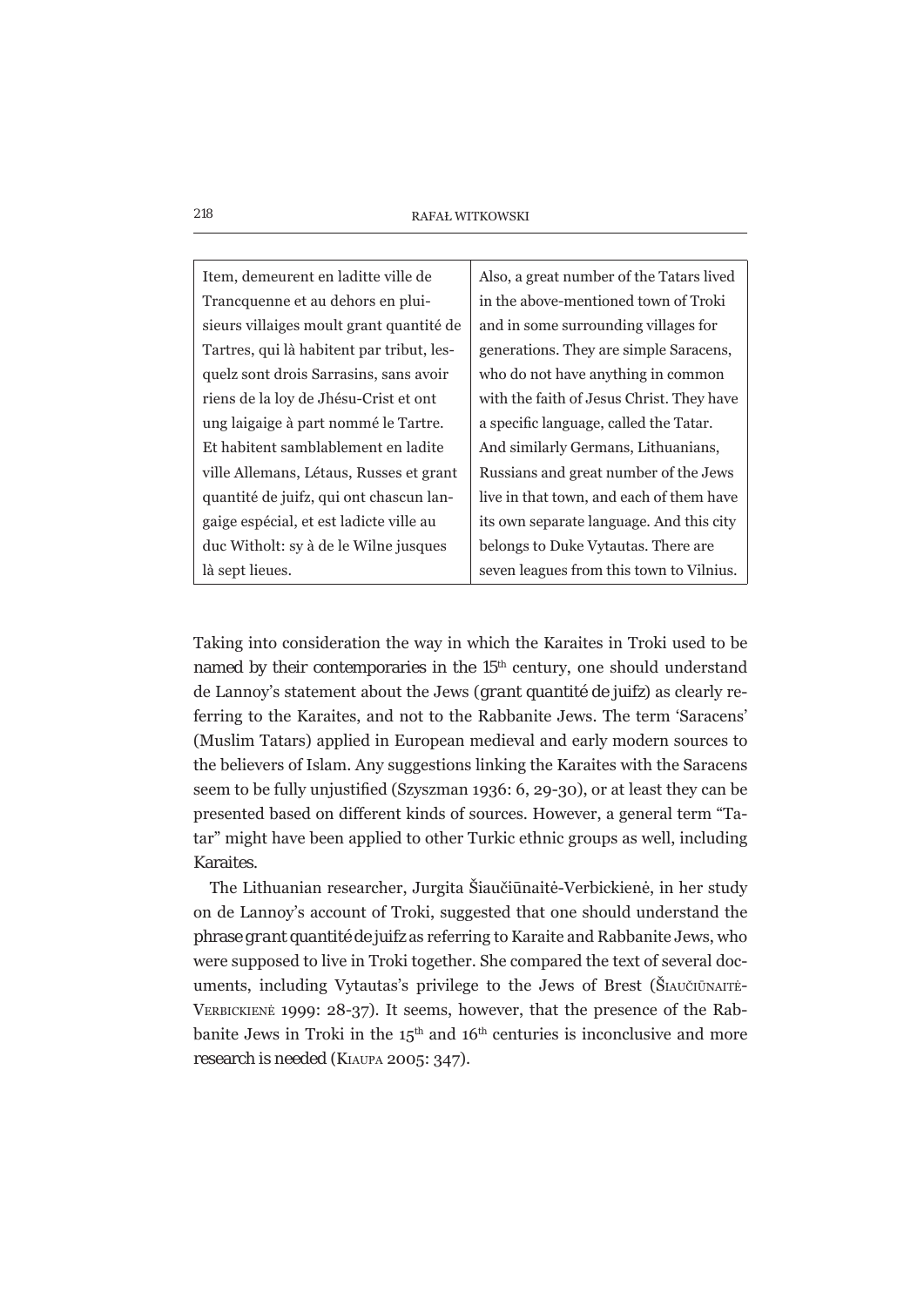| Item, demeurent en laditte ville de Trancquenne et au dehors en plusieurs villaiges moult grant quantité de Tartres, qui là habitent par tribut, lesquelz sont drois Sarrasins, sans avoir riens de la loy de Jhésu-Crist et ont ung laigaige à part nommé le Tartre. Et habitent samblablement en ladite ville Allemans, Létaus, Russes et grant quantité de juifz, qui ont chascun langaige espécial, et est ladicte ville au duc Witholt: sy à de le Wilne jusques là sept lieues. | Also, a great number of the Tatars lived in the above-mentioned town of Troki and in some surrounding villages for generations. They are simple Saracens, who do not have anything in common with the faith of Jesus Christ. They have a specific language, called the Tatar. And similarly Germans, Lithuanians, Russians and great number of the Jews live in that town, and each of them have its own separate language. And this city belongs to Duke Vytautas. There are seven leagues from this town to Vilnius. |
|---|---|

Taking into consideration the way in which the Karaites in Troki used to be named by their contemporaries in the 15th century, one should understand de Lannoy's statement about the Jews (*grant quantité de juifz*) as clearly referring to the Karaites, and not to the Rabbanite Jews. The term 'Saracens' (Muslim Tatars) applied in European medieval and early modern sources to the believers of Islam. Any suggestions linking the Karaites with the Saracens seem to be fully unjustified (Szyszman 1936: 6, 29-30), or at least they can be presented based on different kinds of sources. However, a general term "Tatar" might have been applied to other Turkic ethnic groups as well, including Karaites.

The Lithuanian researcher, Jurgita Šiaučiūnaitė-Verbickienė, in her study on de Lannoy's account of Troki, suggested that one should understand the phrase *grant quantité de juifz* as referring to Karaite and Rabbanite Jews, who were supposed to live in Troki together. She compared the text of several documents, including Vytautas's privilege to the Jews of Brest (Šiaučiūnaitė-Verbickienė 1999: 28-37). It seems, however, that the presence of the Rabbanite Jews in Troki in the 15th and 16th centuries is inconclusive and more research is needed (Kiaupa 2005: 347).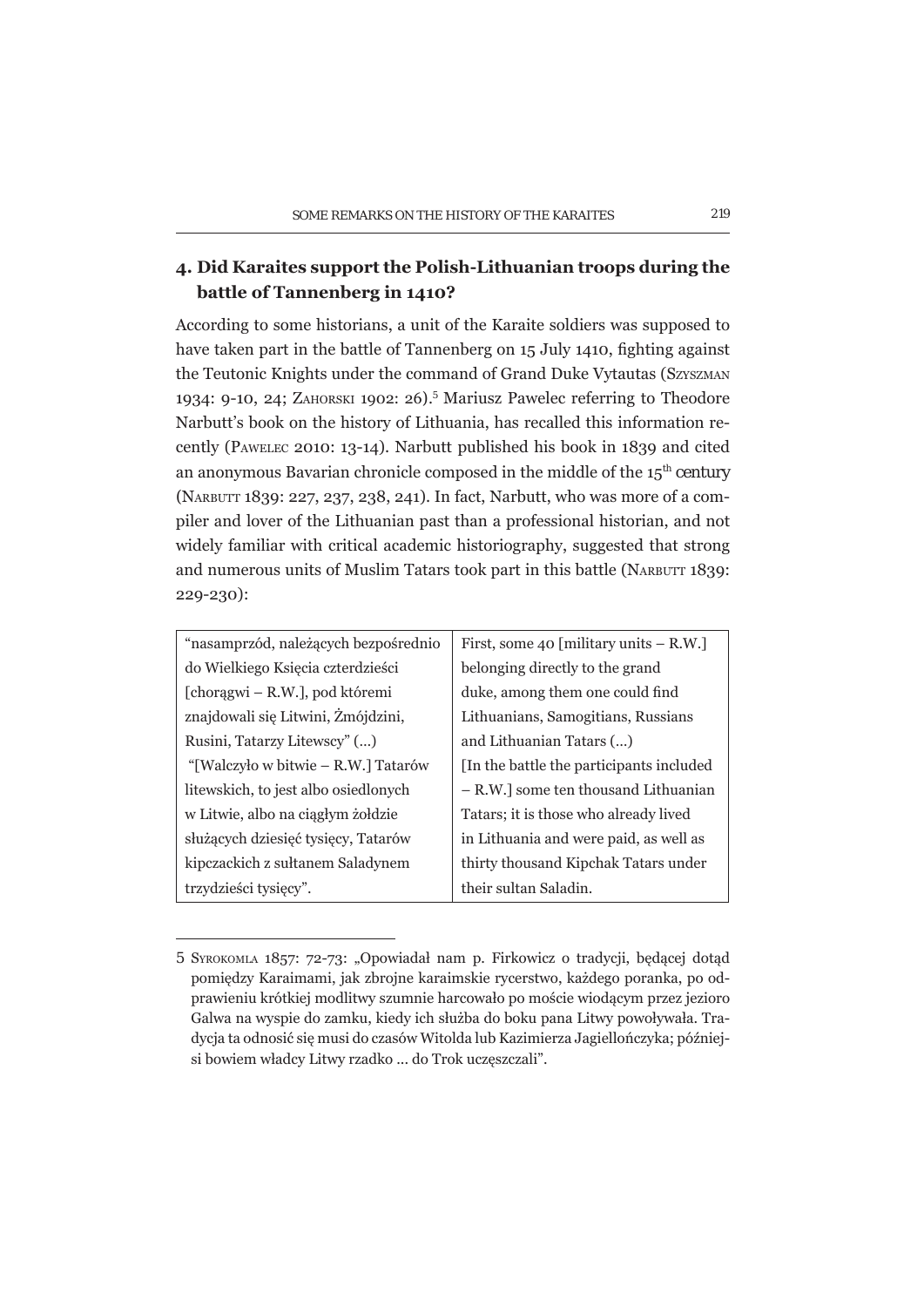## 4. Did Karaites support the Polish-Lithuanian troops during the battle of Tannenberg in 1410?

According to some historians, a unit of the Karaite soldiers was supposed to have taken part in the battle of Tannenberg on 15 July 1410, fighting against the Teutonic Knights under the command of Grand Duke Vytautas (Szyszman 1934: 9-10, 24; Zahorski 1902: 26).[5] Mariusz Pawelec referring to Theodore Narbutt's book on the history of Lithuania, has recalled this information recently (Pawelec 2010: 13-14). Narbutt published his book in 1839 and cited an anonymous Bavarian chronicle composed in the middle of the 15th century (Narbutt 1839: 227, 237, 238, 241). In fact, Narbutt, who was more of a compiler and lover of the Lithuanian past than a professional historian, and not widely familiar with critical academic historiography, suggested that strong and numerous units of Muslim Tatars took part in this battle (Narbutt 1839: 229-230):

| | |
|---|---|
| "nasamprzód, należących bezpośrednio do Wielkiego Księcia czterdzieści [chorągwi – R.W.], pod któremi znajdowali się Litwini, Żmójdzini, Rusini, Tatarzy Litewscy" (...) "[Walczyło w bitwie – R.W.] Tatarów litewskich, to jest albo osiedlonych w Litwie, albo na ciągłym żołdzie służących dziesięć tysięcy, Tatarów kipczackich z sułtanem Saladynem trzydzieści tysięcy". | First, some 40 [military units – R.W.] belonging directly to the grand duke, among them one could find Lithuanians, Samogitians, Russians and Lithuanian Tatars (...) [In the battle the participants included – R.W.] some ten thousand Lithuanian Tatars; it is those who already lived in Lithuania and were paid, as well as thirty thousand Kipchak Tatars under their sultan Saladin. |

5 Syrokomla 1857: 72-73: „Opowiadał nam p. Firkowicz o tradycji, będącej dotąd pomiędzy Karaimami, jak zbrojne karaimskie rycerstwo, każdego poranka, po odprawieniu krótkiej modlitwy szumnie harcowało po moście wiodącym przez jezioro Galwa na wyspie do zamku, kiedy ich służba do boku pana Litwy powoływała. Tradycja ta odnosić się musi do czasów Witolda lub Kazimierza Jagiellończyka; późniejsi bowiem władcy Litwy rzadko ... do Trok uczęszczali".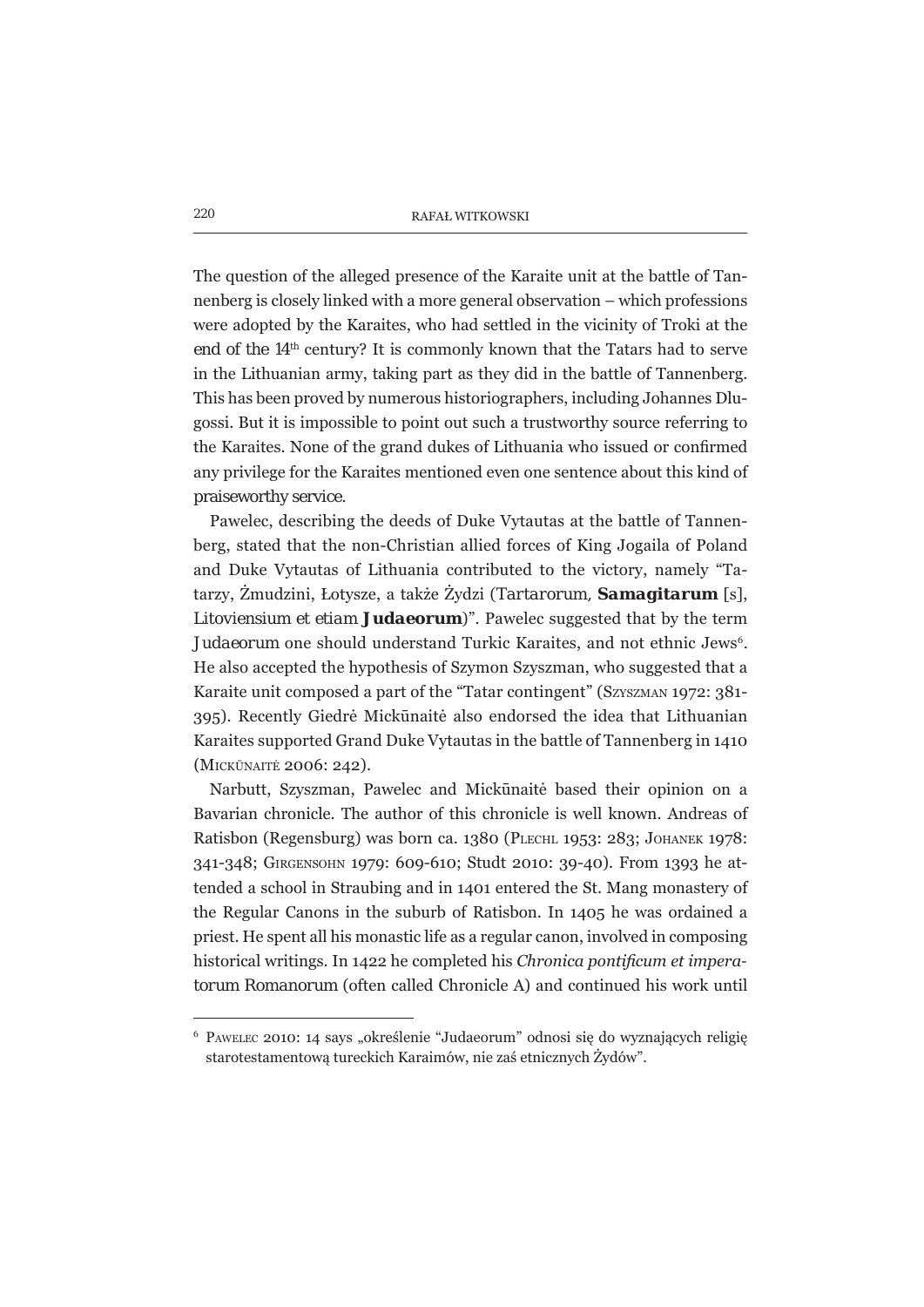The question of the alleged presence of the Karaite unit at the battle of Tannenberg is closely linked with a more general observation – which professions were adopted by the Karaites, who had settled in the vicinity of Troki at the end of the 14th century? It is commonly known that the Tatars had to serve in the Lithuanian army, taking part as they did in the battle of Tannenberg. This has been proved by numerous historiographers, including Johannes Dlugossi. But it is impossible to point out such a trustworthy source referring to the Karaites. None of the grand dukes of Lithuania who issued or confirmed any privilege for the Karaites mentioned even one sentence about this kind of praiseworthy service.

Pawelec, describing the deeds of Duke Vytautas at the battle of Tannenberg, stated that the non-Christian allied forces of King Jogaila of Poland and Duke Vytautas of Lithuania contributed to the victory, namely "Tatarzy, Żmudzini, Łotysze, a także Żydzi (*Tartarorum*, ***Samagitarum*** [s], *Litoviensium et etiam* ***Judaeorum***)". Pawelec suggested that by the term *Judaeorum* one should understand Turkic Karaites, and not ethnic Jews[6]. He also accepted the hypothesis of Szymon Szyszman, who suggested that a Karaite unit composed a part of the "Tatar contingent" (SZYSZMAN 1972: 381-395). Recently Giedrė Mickūnaitė also endorsed the idea that Lithuanian Karaites supported Grand Duke Vytautas in the battle of Tannenberg in 1410 (MICKŪNAITĖ 2006: 242).

Narbutt, Szyszman, Pawelec and Mickūnaitė based their opinion on a Bavarian chronicle. The author of this chronicle is well known. Andreas of Ratisbon (Regensburg) was born ca. 1380 (PLECHL 1953: 283; JOHANEK 1978: 341-348; GIRGENSOHN 1979: 609-610; Studt 2010: 39-40). From 1393 he attended a school in Straubing and in 1401 entered the St. Mang monastery of the Regular Canons in the suburb of Ratisbon. In 1405 he was ordained a priest. He spent all his monastic life as a regular canon, involved in composing historical writings. In 1422 he completed his *Chronica pontificum et imperatorum Romanorum* (often called Chronicle A) and continued his work until

[6] PAWELEC 2010: 14 says „określenie "Judaeorum" odnosi się do wyznających religię starotestamentową tureckich Karaimów, nie zaś etnicznych Żydów".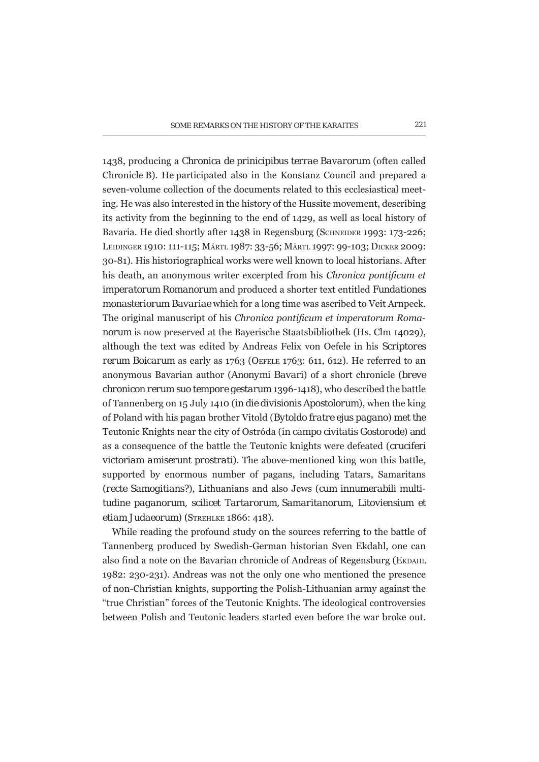1438, producing a *Chronica de prinicipibus terrae Bavarorum* (often called Chronicle B). He participated also in the Konstanz Council and prepared a seven-volume collection of the documents related to this ecclesiastical meeting. He was also interested in the history of the Hussite movement, describing its activity from the beginning to the end of 1429, as well as local history of Bavaria. He died shortly after 1438 in Regensburg (SCHNEIDER 1993: 173-226; LEIDINGER 1910: 111-115; MÄRTL 1987: 33-56; MÄRTL 1997: 99-103; DICKER 2009: 30-81). His historiographical works were well known to local historians. After his death, an anonymous writer excerpted from his *Chronica pontificum et imperatorum Romanorum* and produced a shorter text entitled *Fundationes monasteriorum Bavariae* which for a long time was ascribed to Veit Arnpeck. The original manuscript of his *Chronica pontificum et imperatorum Romanorum* is now preserved at the Bayerische Staatsbibliothek (Hs. Clm 14029), although the text was edited by Andreas Felix von Oefele in his *Scriptores rerum Boicarum* as early as 1763 (OEFELE 1763: 611, 612). He referred to an anonymous Bavarian author (*Anonymi Bavari*) of a short chronicle (*breve chronicon rerum suo tempore gestarum* 1396-1418), who described the battle of Tannenberg on 15 July 1410 (*in die divisionis Apostolorum*), when the king of Poland with his pagan brother Vitold (*Bytoldo fratre ejus pagano*) met the Teutonic Knights near the city of Ostróda (*in campo civitatis Gostorode*) and as a consequence of the battle the Teutonic knights were defeated (*cruciferi victoriam amiserunt prostrati*). The above-mentioned king won this battle, supported by enormous number of pagans, including Tatars, Samaritans (*recte* Samogitians?), Lithuanians and also Jews (*cum innumerabili multitudine paganorum, scilicet Tartarorum, Samaritanorum, Litoviensium et etiam Judaeorum*) (STREHLKE 1866: 418).

While reading the profound study on the sources referring to the battle of Tannenberg produced by Swedish-German historian Sven Ekdahl, one can also find a note on the Bavarian chronicle of Andreas of Regensburg (EKDAHL 1982: 230-231). Andreas was not the only one who mentioned the presence of non-Christian knights, supporting the Polish-Lithuanian army against the "true Christian" forces of the Teutonic Knights. The ideological controversies between Polish and Teutonic leaders started even before the war broke out.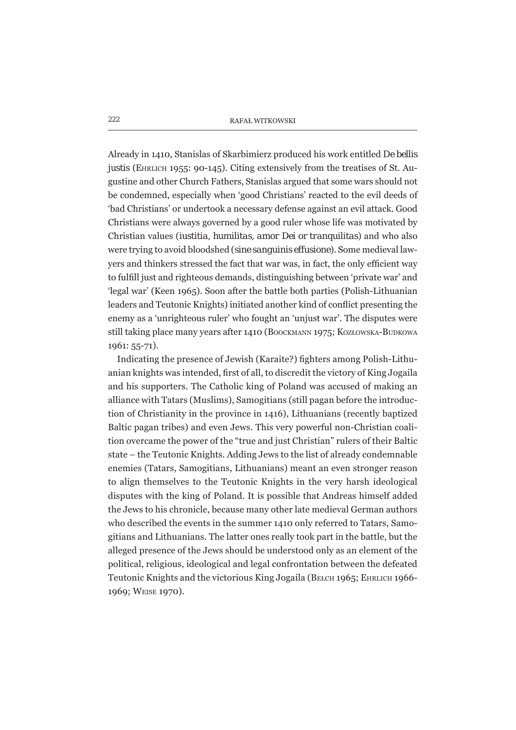Already in 1410, Stanislas of Skarbimierz produced his work entitled *De bellis justis* (Ehrlich 1955: 90-145). Citing extensively from the treatises of St. Augustine and other Church Fathers, Stanislas argued that some wars should not be condemned, especially when 'good Christians' reacted to the evil deeds of 'bad Christians' or undertook a necessary defense against an evil attack. Good Christians were always governed by a good ruler whose life was motivated by Christian values (*iustitia, humilitas, amor Dei* or *tranquilitas*) and who also were trying to avoid bloodshed (*sine sanguinis effusione*). Some medieval lawyers and thinkers stressed the fact that war was, in fact, the only efficient way to fulfill just and righteous demands, distinguishing between 'private war' and 'legal war' (Keen 1965). Soon after the battle both parties (Polish-Lithuanian leaders and Teutonic Knights) initiated another kind of conflict presenting the enemy as a 'unrighteous ruler' who fought an 'unjust war'. The disputes were still taking place many years after 1410 (Boockmann 1975; Kozłowska-Budkowa 1961: 55-71).

Indicating the presence of Jewish (Karaite?) fighters among Polish-Lithuanian knights was intended, first of all, to discredit the victory of King Jogaila and his supporters. The Catholic king of Poland was accused of making an alliance with Tatars (Muslims), Samogitians (still pagan before the introduction of Christianity in the province in 1416), Lithuanians (recently baptized Baltic pagan tribes) and even Jews. This very powerful non-Christian coalition overcame the power of the "true and just Christian" rulers of their Baltic state – the Teutonic Knights. Adding Jews to the list of already condemnable enemies (Tatars, Samogitians, Lithuanians) meant an even stronger reason to align themselves to the Teutonic Knights in the very harsh ideological disputes with the king of Poland. It is possible that Andreas himself added the Jews to his chronicle, because many other late medieval German authors who described the events in the summer 1410 only referred to Tatars, Samogitians and Lithuanians. The latter ones really took part in the battle, but the alleged presence of the Jews should be understood only as an element of the political, religious, ideological and legal confrontation between the defeated Teutonic Knights and the victorious King Jogaila (Bełch 1965; Ehrlich 1966-1969; Weise 1970).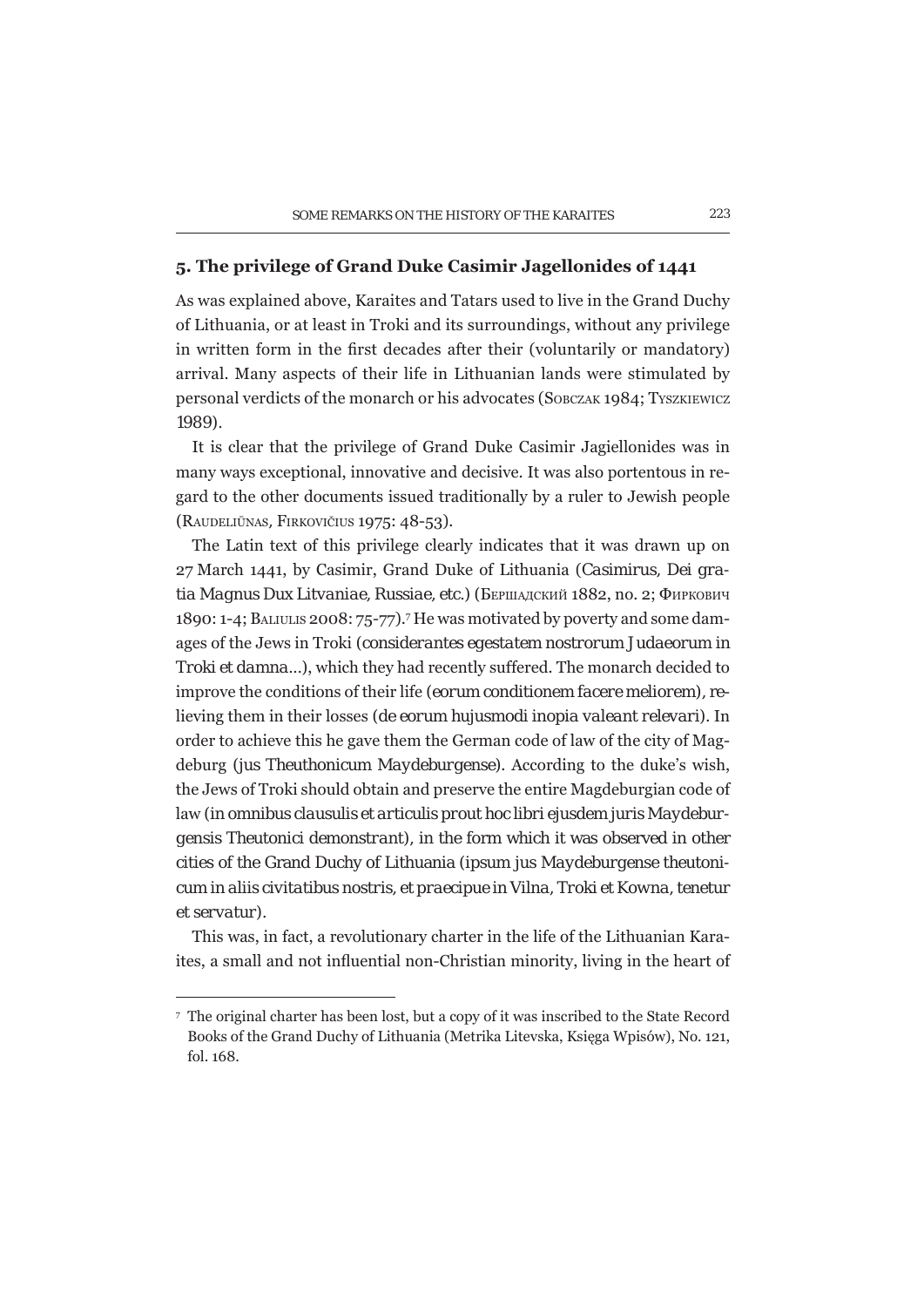## 5. The privilege of Grand Duke Casimir Jagellonides of 1441

As was explained above, Karaites and Tatars used to live in the Grand Duchy of Lithuania, or at least in Troki and its surroundings, without any privilege in written form in the first decades after their (voluntarily or mandatory) arrival. Many aspects of their life in Lithuanian lands were stimulated by personal verdicts of the monarch or his advocates (Sobczak 1984; Tyszkiewicz 1989).

It is clear that the privilege of Grand Duke Casimir Jagiellonides was in many ways exceptional, innovative and decisive. It was also portentous in regard to the other documents issued traditionally by a ruler to Jewish people (Raudeliūnas, Firkovičius 1975: 48-53).

The Latin text of this privilege clearly indicates that it was drawn up on 27 March 1441, by Casimir, Grand Duke of Lithuania (*Casimirus, Dei gratia Magnus Dux Litvaniae, Russiae, etc.*) (Бершадский 1882, no. 2; Фиркович 1890: 1-4; Baliulis 2008: 75-77).[7] He was motivated by poverty and some damages of the Jews in Troki (*considerantes egestatem nostrorum Judaeorum in Troki et damna...*), which they had recently suffered. The monarch decided to improve the conditions of their life (*eorum conditionem facere meliorem*), relieving them in their losses (*de eorum hujusmodi inopia valeant relevari*). In order to achieve this he gave them the German code of law of the city of Magdeburg (*jus Theuthonicum Maydeburgense*). According to the duke's wish, the Jews of Troki should obtain and preserve the entire Magdeburgian code of law (*in omnibus clausulis et articulis prout hoc libri ejusdem juris Maydeburgensis Theutonici demonstrant*), in the form which it was observed in other cities of the Grand Duchy of Lithuania (*ipsum jus Maydeburgense theutonicum in aliis civitatibus nostris, et praecipue in Vilna, Troki et Kowna, tenetur et servatur*).

This was, in fact, a revolutionary charter in the life of the Lithuanian Karaites, a small and not influential non-Christian minority, living in the heart of

---

[7] The original charter has been lost, but a copy of it was inscribed to the State Record Books of the Grand Duchy of Lithuania (Metrika Litevska, Księga Wpisów), No. 121, fol. 168.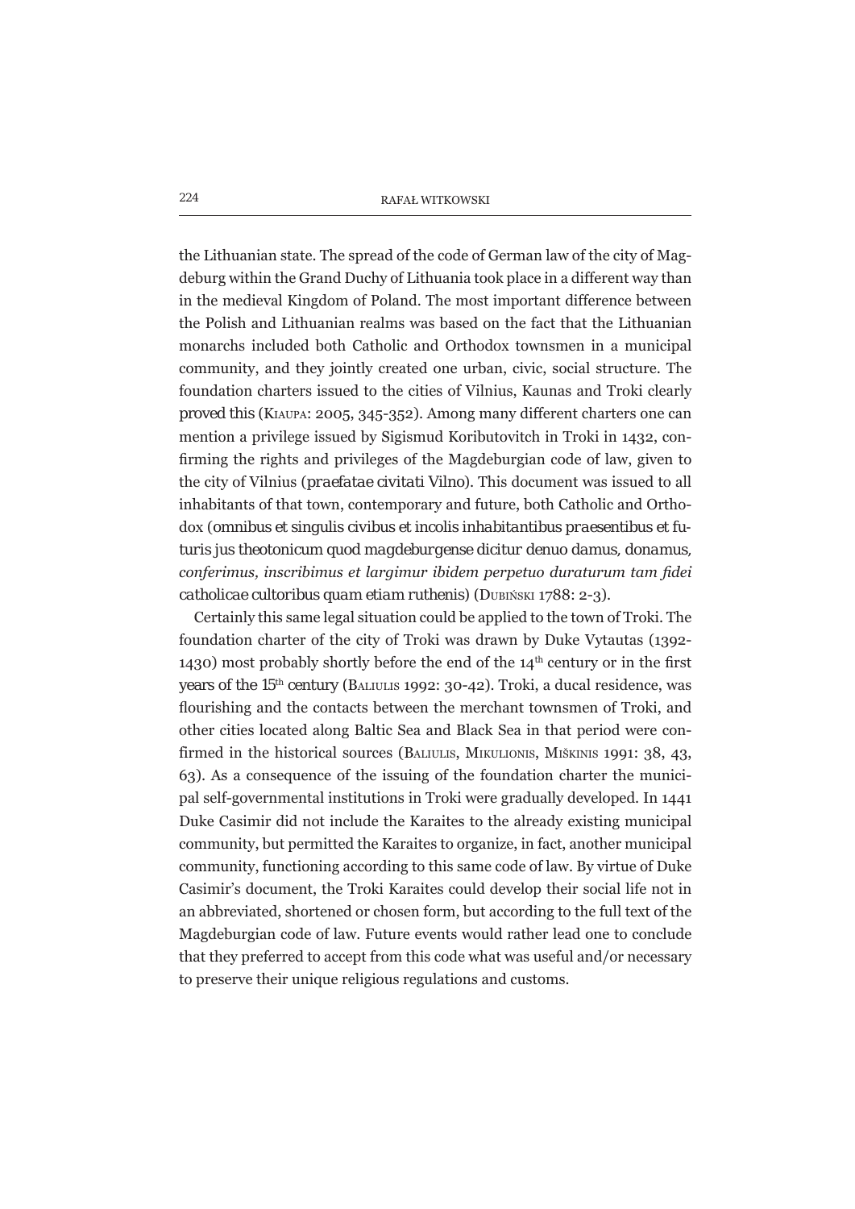the Lithuanian state. The spread of the code of German law of the city of Magdeburg within the Grand Duchy of Lithuania took place in a different way than in the medieval Kingdom of Poland. The most important difference between the Polish and Lithuanian realms was based on the fact that the Lithuanian monarchs included both Catholic and Orthodox townsmen in a municipal community, and they jointly created one urban, civic, social structure. The foundation charters issued to the cities of Vilnius, Kaunas and Troki clearly proved this (Kiaupa: 2005, 345-352). Among many different charters one can mention a privilege issued by Sigismud Koributovitch in Troki in 1432, confirming the rights and privileges of the Magdeburgian code of law, given to the city of Vilnius (*praefatae civitati Vilno*). This document was issued to all inhabitants of that town, contemporary and future, both Catholic and Orthodox (*omnibus et singulis civibus et incolis inhabitantibus praesentibus et futuris jus theotonicum quod magdeburgense dicitur denuo damus, donamus, conferimus, inscribimus et largimur ibidem perpetuo duraturum tam fidei catholicae cultoribus quam etiam ruthenis*) (Dubiński 1788: 2-3).

Certainly this same legal situation could be applied to the town of Troki. The foundation charter of the city of Troki was drawn by Duke Vytautas (1392-1430) most probably shortly before the end of the 14th century or in the first years of the 15th century (Baliulis 1992: 30-42). Troki, a ducal residence, was flourishing and the contacts between the merchant townsmen of Troki, and other cities located along Baltic Sea and Black Sea in that period were confirmed in the historical sources (Baliulis, Mikulionis, Miškinis 1991: 38, 43, 63). As a consequence of the issuing of the foundation charter the municipal self-governmental institutions in Troki were gradually developed. In 1441 Duke Casimir did not include the Karaites to the already existing municipal community, but permitted the Karaites to organize, in fact, another municipal community, functioning according to this same code of law. By virtue of Duke Casimir's document, the Troki Karaites could develop their social life not in an abbreviated, shortened or chosen form, but according to the full text of the Magdeburgian code of law. Future events would rather lead one to conclude that they preferred to accept from this code what was useful and/or necessary to preserve their unique religious regulations and customs.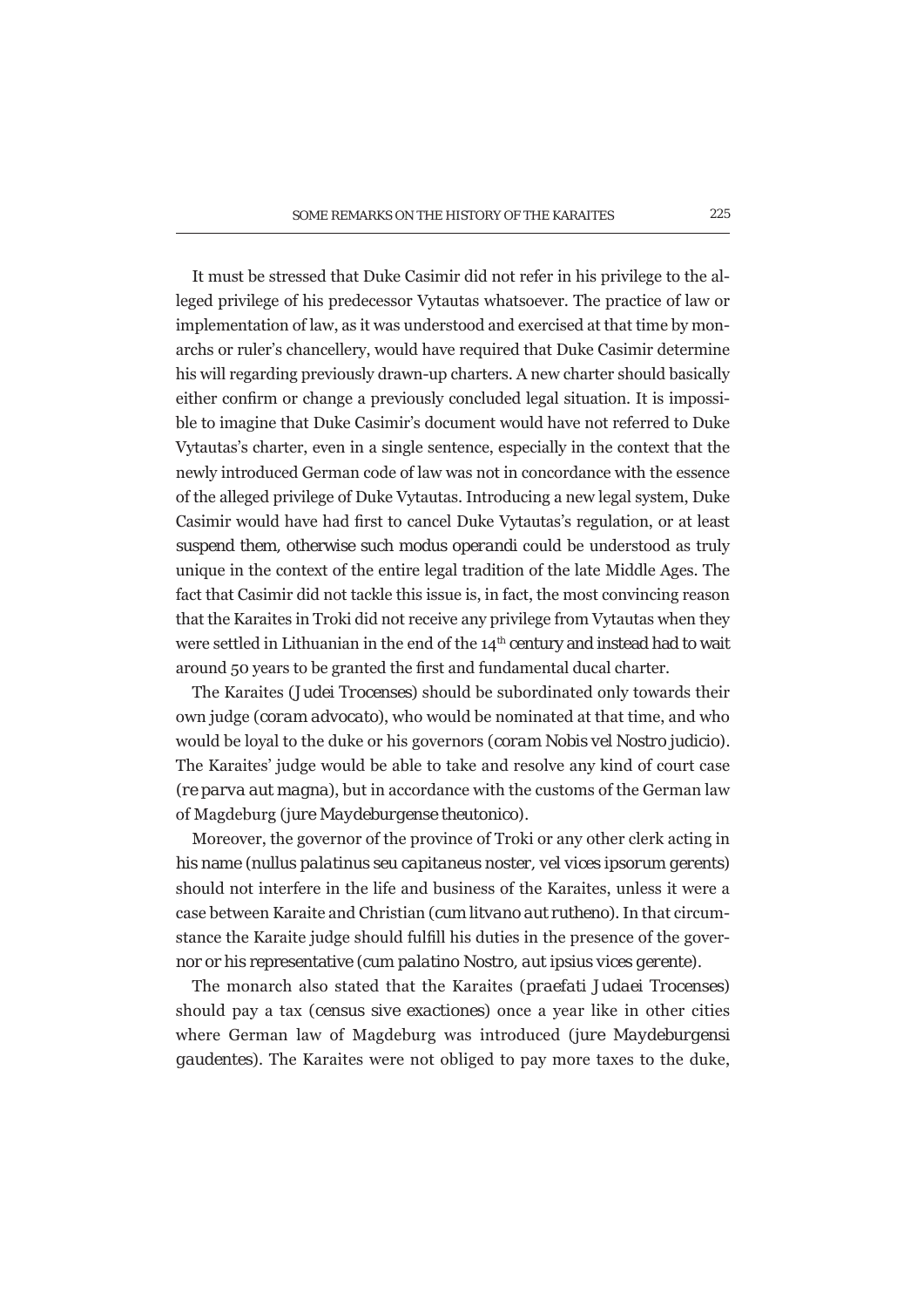It must be stressed that Duke Casimir did not refer in his privilege to the alleged privilege of his predecessor Vytautas whatsoever. The practice of law or implementation of law, as it was understood and exercised at that time by monarchs or ruler's chancellery, would have required that Duke Casimir determine his will regarding previously drawn-up charters. A new charter should basically either confirm or change a previously concluded legal situation. It is impossible to imagine that Duke Casimir's document would have not referred to Duke Vytautas's charter, even in a single sentence, especially in the context that the newly introduced German code of law was not in concordance with the essence of the alleged privilege of Duke Vytautas. Introducing a new legal system, Duke Casimir would have had first to cancel Duke Vytautas's regulation, or at least suspend them, otherwise such *modus operandi* could be understood as truly unique in the context of the entire legal tradition of the late Middle Ages. The fact that Casimir did not tackle this issue is, in fact, the most convincing reason that the Karaites in Troki did not receive any privilege from Vytautas when they were settled in Lithuanian in the end of the 14th century and instead had to wait around 50 years to be granted the first and fundamental ducal charter.

The Karaites (*Judei Trocenses*) should be subordinated only towards their own judge (*coram advocato*), who would be nominated at that time, and who would be loyal to the duke or his governors (*coram Nobis vel Nostro judicio*). The Karaites' judge would be able to take and resolve any kind of court case (*re parva aut magna*), but in accordance with the customs of the German law of Magdeburg (*jure Maydeburgense theutonico*).

Moreover, the governor of the province of Troki or any other clerk acting in his name (*nullus palatinus seu capitaneus noster, vel vices ipsorum gerents*) should not interfere in the life and business of the Karaites, unless it were a case between Karaite and Christian (*cum litvano aut rutheno*). In that circumstance the Karaite judge should fulfill his duties in the presence of the governor or his representative (*cum palatino Nostro, aut ipsius vices gerente*).

The monarch also stated that the Karaites (*praefati Judaei Trocenses*) should pay a tax (*census sive exactiones*) once a year like in other cities where German law of Magdeburg was introduced (*jure Maydeburgensi gaudentes*). The Karaites were not obliged to pay more taxes to the duke,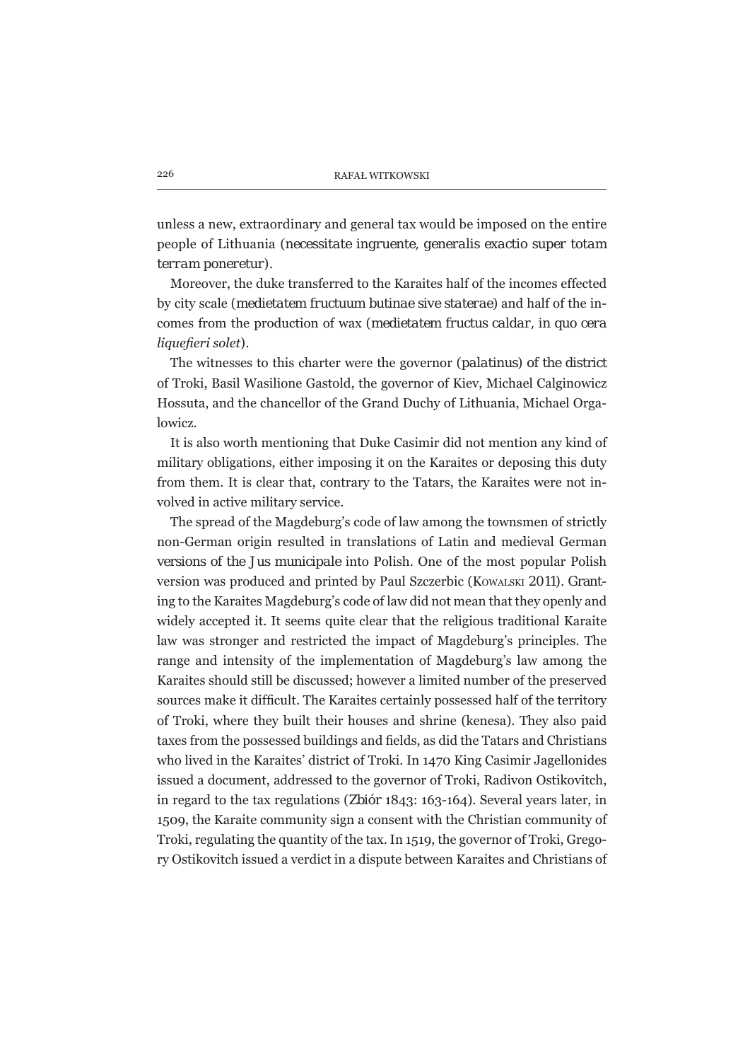unless a new, extraordinary and general tax would be imposed on the entire people of Lithuania (*necessitate ingruente, generalis exactio super totam terram poneretur*).

Moreover, the duke transferred to the Karaites half of the incomes effected by city scale (*medietatem fructuum butinae sive staterae*) and half of the incomes from the production of wax (*medietatem fructus caldar, in quo cera liquefieri solet*).

The witnesses to this charter were the governor (*palatinus*) of the district of Troki, Basil Wasilione Gastold, the governor of Kiev, Michael Calginowicz Hossuta, and the chancellor of the Grand Duchy of Lithuania, Michael Orgalowicz.

It is also worth mentioning that Duke Casimir did not mention any kind of military obligations, either imposing it on the Karaites or deposing this duty from them. It is clear that, contrary to the Tatars, the Karaites were not involved in active military service.

The spread of the Magdeburg's code of law among the townsmen of strictly non-German origin resulted in translations of Latin and medieval German versions of the *Jus municipale* into Polish. One of the most popular Polish version was produced and printed by Paul Szczerbic (Kowalski 2011). Granting to the Karaites Magdeburg's code of law did not mean that they openly and widely accepted it. It seems quite clear that the religious traditional Karaite law was stronger and restricted the impact of Magdeburg's principles. The range and intensity of the implementation of Magdeburg's law among the Karaites should still be discussed; however a limited number of the preserved sources make it difficult. The Karaites certainly possessed half of the territory of Troki, where they built their houses and shrine (kenesa). They also paid taxes from the possessed buildings and fields, as did the Tatars and Christians who lived in the Karaites' district of Troki. In 1470 King Casimir Jagellonides issued a document, addressed to the governor of Troki, Radivon Ostikovitch, in regard to the tax regulations (Zbiór 1843: 163-164). Several years later, in 1509, the Karaite community sign a consent with the Christian community of Troki, regulating the quantity of the tax. In 1519, the governor of Troki, Gregory Ostikovitch issued a verdict in a dispute between Karaites and Christians of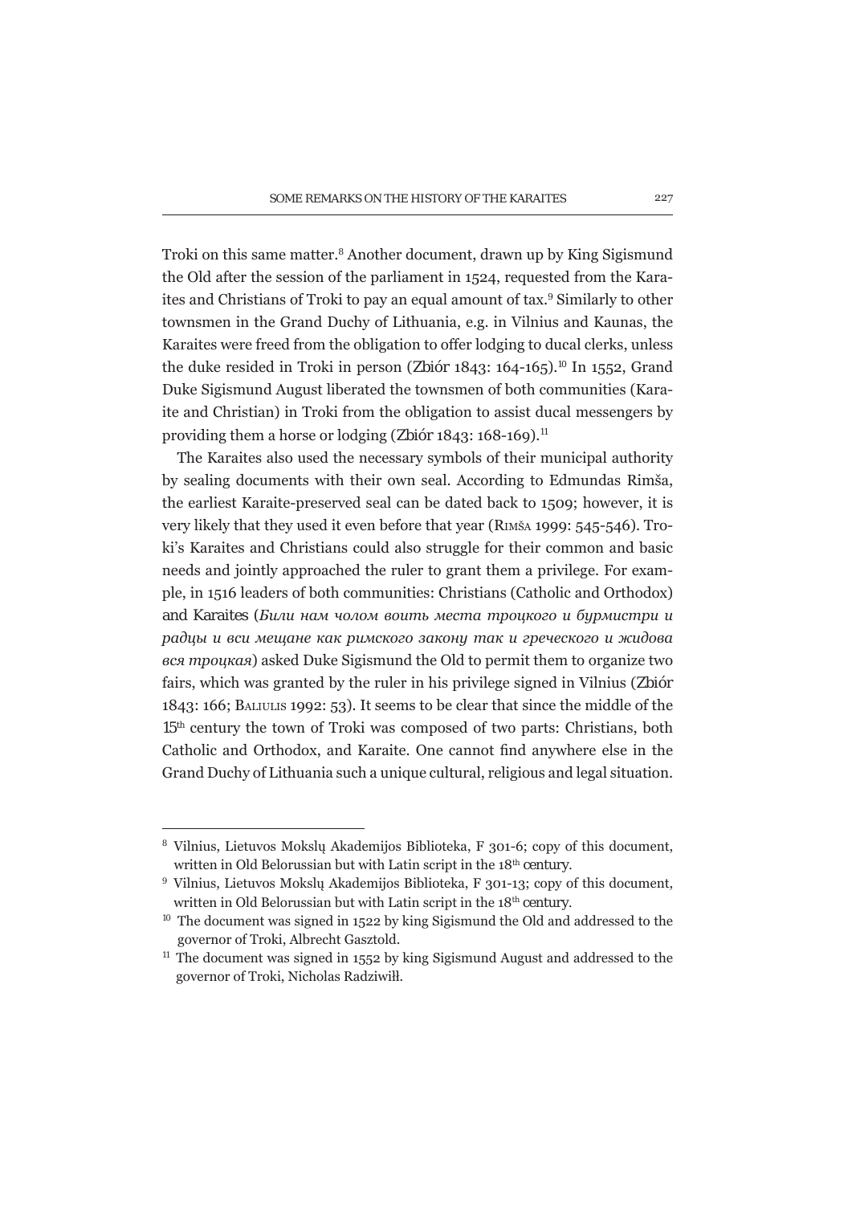Troki on this same matter.[8] Another document, drawn up by King Sigismund the Old after the session of the parliament in 1524, requested from the Karaites and Christians of Troki to pay an equal amount of tax.[9] Similarly to other townsmen in the Grand Duchy of Lithuania, e.g. in Vilnius and Kaunas, the Karaites were freed from the obligation to offer lodging to ducal clerks, unless the duke resided in Troki in person (Zbiór 1843: 164-165).[10] In 1552, Grand Duke Sigismund August liberated the townsmen of both communities (Karaite and Christian) in Troki from the obligation to assist ducal messengers by providing them a horse or lodging (Zbiór 1843: 168-169).[11]

The Karaites also used the necessary symbols of their municipal authority by sealing documents with their own seal. According to Edmundas Rimša, the earliest Karaite-preserved seal can be dated back to 1509; however, it is very likely that they used it even before that year (Rimša 1999: 545-546). Troki's Karaites and Christians could also struggle for their common and basic needs and jointly approached the ruler to grant them a privilege. For example, in 1516 leaders of both communities: Christians (Catholic and Orthodox) and Karaites (*Били нам чолом воить места троцкого и бурмистри и радцы и вси мещане как римского закону так и греческого и жидова вся троцкая*) asked Duke Sigismund the Old to permit them to organize two fairs, which was granted by the ruler in his privilege signed in Vilnius (Zbiór 1843: 166; Baliulis 1992: 53). It seems to be clear that since the middle of the 15th century the town of Troki was composed of two parts: Christians, both Catholic and Orthodox, and Karaite. One cannot find anywhere else in the Grand Duchy of Lithuania such a unique cultural, religious and legal situation.

---

[8] Vilnius, Lietuvos Mokslų Akademijos Biblioteka, F 301-6; copy of this document, written in Old Belorussian but with Latin script in the 18th century.

[9] Vilnius, Lietuvos Mokslų Akademijos Biblioteka, F 301-13; copy of this document, written in Old Belorussian but with Latin script in the 18th century.

[10] The document was signed in 1522 by king Sigismund the Old and addressed to the governor of Troki, Albrecht Gasztold.

[11] The document was signed in 1552 by king Sigismund August and addressed to the governor of Troki, Nicholas Radziwiłł.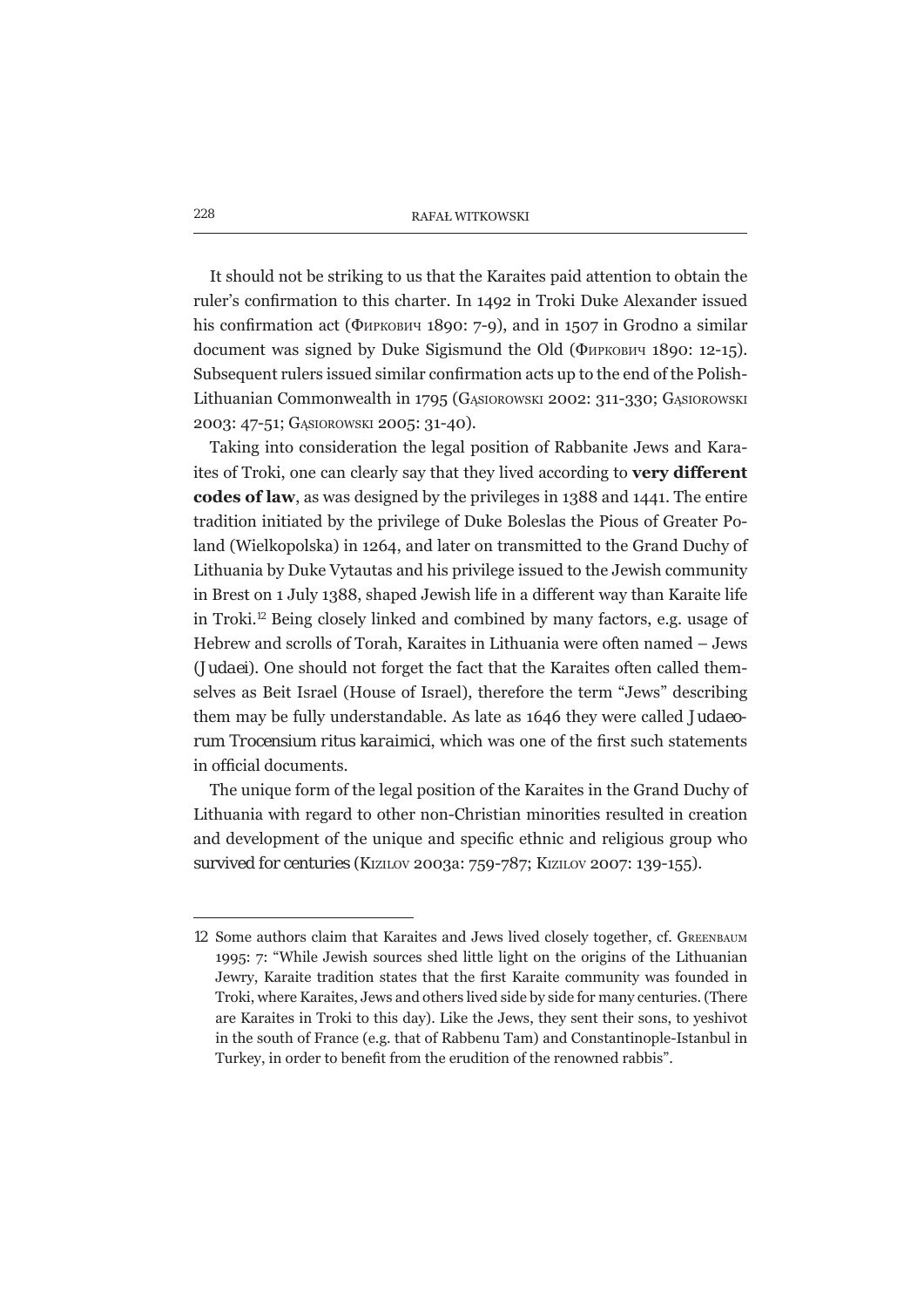It should not be striking to us that the Karaites paid attention to obtain the ruler's confirmation to this charter. In 1492 in Troki Duke Alexander issued his confirmation act (Фиркович 1890: 7-9), and in 1507 in Grodno a similar document was signed by Duke Sigismund the Old (Фиркович 1890: 12-15). Subsequent rulers issued similar confirmation acts up to the end of the Polish-Lithuanian Commonwealth in 1795 (Gąsiorowski 2002: 311-330; Gąsiorowski 2003: 47-51; Gąsiorowski 2005: 31-40).

Taking into consideration the legal position of Rabbanite Jews and Karaites of Troki, one can clearly say that they lived according to **very different codes of law**, as was designed by the privileges in 1388 and 1441. The entire tradition initiated by the privilege of Duke Boleslas the Pious of Greater Poland (Wielkopolska) in 1264, and later on transmitted to the Grand Duchy of Lithuania by Duke Vytautas and his privilege issued to the Jewish community in Brest on 1 July 1388, shaped Jewish life in a different way than Karaite life in Troki.[12] Being closely linked and combined by many factors, e.g. usage of Hebrew and scrolls of Torah, Karaites in Lithuania were often named – Jews (*Judaei*). One should not forget the fact that the Karaites often called themselves as Beit Israel (House of Israel), therefore the term "Jews" describing them may be fully understandable. As late as 1646 they were called *Judaeorum Trocensium ritus karaimici*, which was one of the first such statements in official documents.

The unique form of the legal position of the Karaites in the Grand Duchy of Lithuania with regard to other non-Christian minorities resulted in creation and development of the unique and specific ethnic and religious group who survived for centuries (Kizilov 2003a: 759-787; Kizilov 2007: 139-155).

---

12 Some authors claim that Karaites and Jews lived closely together, cf. Greenbaum 1995: 7: "While Jewish sources shed little light on the origins of the Lithuanian Jewry, Karaite tradition states that the first Karaite community was founded in Troki, where Karaites, Jews and others lived side by side for many centuries. (There are Karaites in Troki to this day). Like the Jews, they sent their sons, to yeshivot in the south of France (e.g. that of Rabbenu Tam) and Constantinople-Istanbul in Turkey, in order to benefit from the erudition of the renowned rabbis".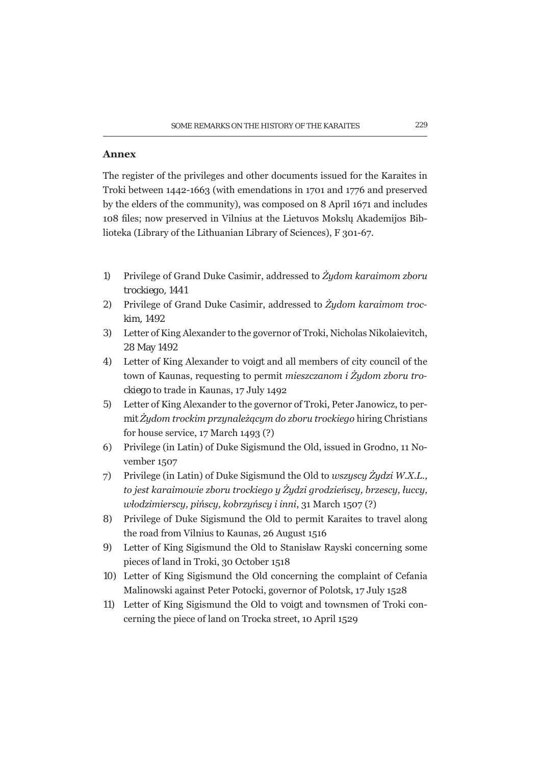## Annex

The register of the privileges and other documents issued for the Karaites in Troki between 1442-1663 (with emendations in 1701 and 1776 and preserved by the elders of the community), was composed on 8 April 1671 and includes 108 files; now preserved in Vilnius at the Lietuvos Mokslų Akademijos Biblioteka (Library of the Lithuanian Library of Sciences), F 301-67.

1) Privilege of Grand Duke Casimir, addressed to *Żydom karaimom zboru trockiego*, 1441
2) Privilege of Grand Duke Casimir, addressed to *Żydom karaimom trockim*, 1492
3) Letter of King Alexander to the governor of Troki, Nicholas Nikolaievitch, 28 May 1492
4) Letter of King Alexander to voigt and all members of city council of the town of Kaunas, requesting to permit *mieszczanom i Żydom zboru trockiego* to trade in Kaunas, 17 July 1492
5) Letter of King Alexander to the governor of Troki, Peter Janowicz, to permit *Żydom trockim przynależącym do zboru trockiego* hiring Christians for house service, 17 March 1493 (?)
6) Privilege (in Latin) of Duke Sigismund the Old, issued in Grodno, 11 November 1507
7) Privilege (in Latin) of Duke Sigismund the Old to *wszyscy Żydzi W.X.L., to jest karaimowie zboru trockiego y Żydzi grodzieńscy, brzescy, łuccy, włodzimierscy, pińscy, kobrzyńscy i inni*, 31 March 1507 (?)
8) Privilege of Duke Sigismund the Old to permit Karaites to travel along the road from Vilnius to Kaunas, 26 August 1516
9) Letter of King Sigismund the Old to Stanisław Rayski concerning some pieces of land in Troki, 30 October 1518
10) Letter of King Sigismund the Old concerning the complaint of Cefania Malinowski against Peter Potocki, governor of Polotsk, 17 July 1528
11) Letter of King Sigismund the Old to voigt and townsmen of Troki concerning the piece of land on Trocka street, 10 April 1529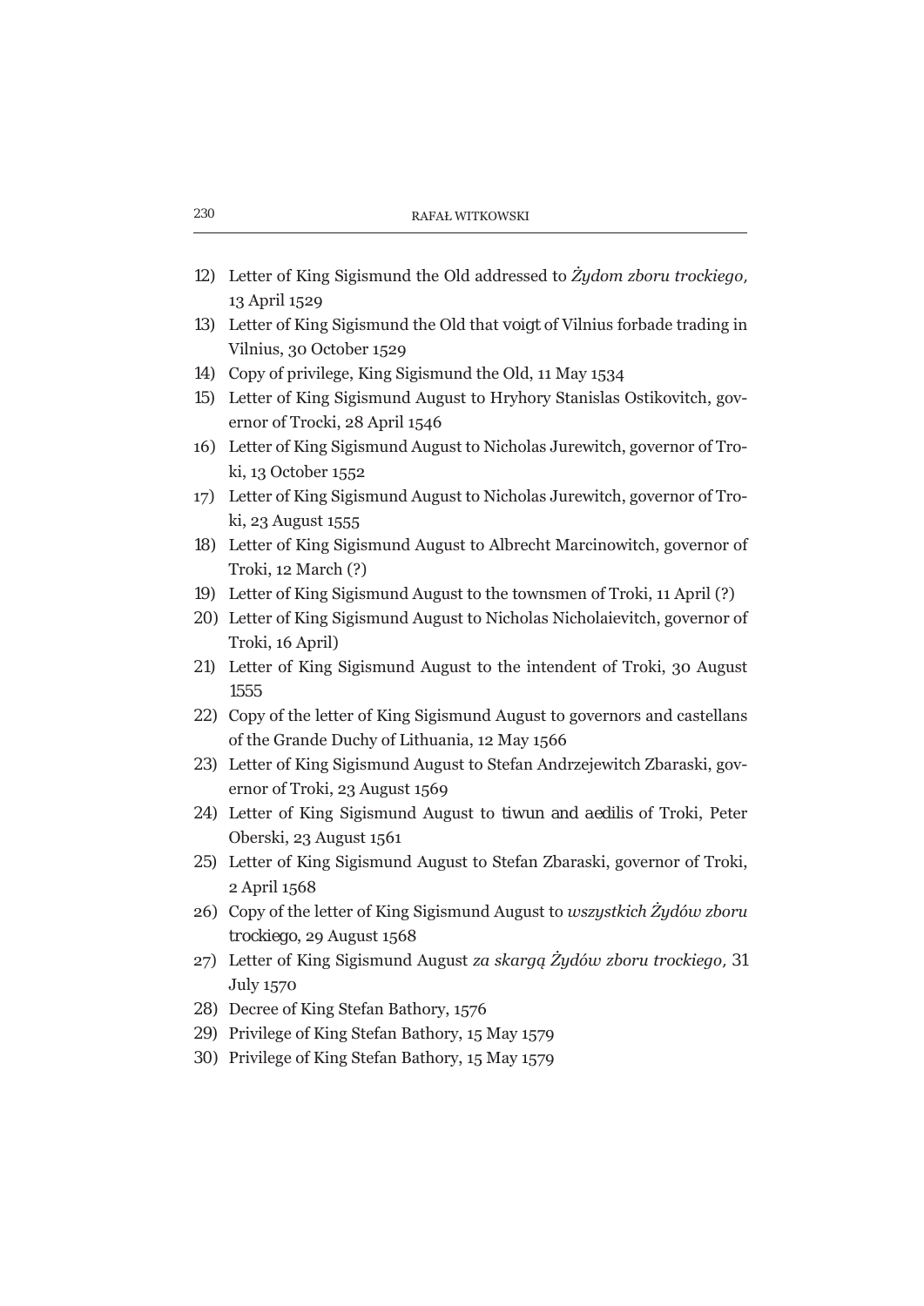12) Letter of King Sigismund the Old addressed to *Żydom zboru trockiego,* 13 April 1529
13) Letter of King Sigismund the Old that voigt of Vilnius forbade trading in Vilnius, 30 October 1529
14) Copy of privilege, King Sigismund the Old, 11 May 1534
15) Letter of King Sigismund August to Hryhory Stanislas Ostikovitch, governor of Trocki, 28 April 1546
16) Letter of King Sigismund August to Nicholas Jurewitch, governor of Troki, 13 October 1552
17) Letter of King Sigismund August to Nicholas Jurewitch, governor of Troki, 23 August 1555
18) Letter of King Sigismund August to Albrecht Marcinowitch, governor of Troki, 12 March (?)
19) Letter of King Sigismund August to the townsmen of Troki, 11 April (?)
20) Letter of King Sigismund August to Nicholas Nicholaievitch, governor of Troki, 16 April)
21) Letter of King Sigismund August to the intendent of Troki, 30 August 1555
22) Copy of the letter of King Sigismund August to governors and castellans of the Grande Duchy of Lithuania, 12 May 1566
23) Letter of King Sigismund August to Stefan Andrzejewitch Zbaraski, governor of Troki, 23 August 1569
24) Letter of King Sigismund August to tiwun and aedilis of Troki, Peter Oberski, 23 August 1561
25) Letter of King Sigismund August to Stefan Zbaraski, governor of Troki, 2 April 1568
26) Copy of the letter of King Sigismund August to *wszystkich Żydów zboru trockiego*, 29 August 1568
27) Letter of King Sigismund August *za skargą Żydów zboru trockiego,* 31 July 1570
28) Decree of King Stefan Bathory, 1576
29) Privilege of King Stefan Bathory, 15 May 1579
30) Privilege of King Stefan Bathory, 15 May 1579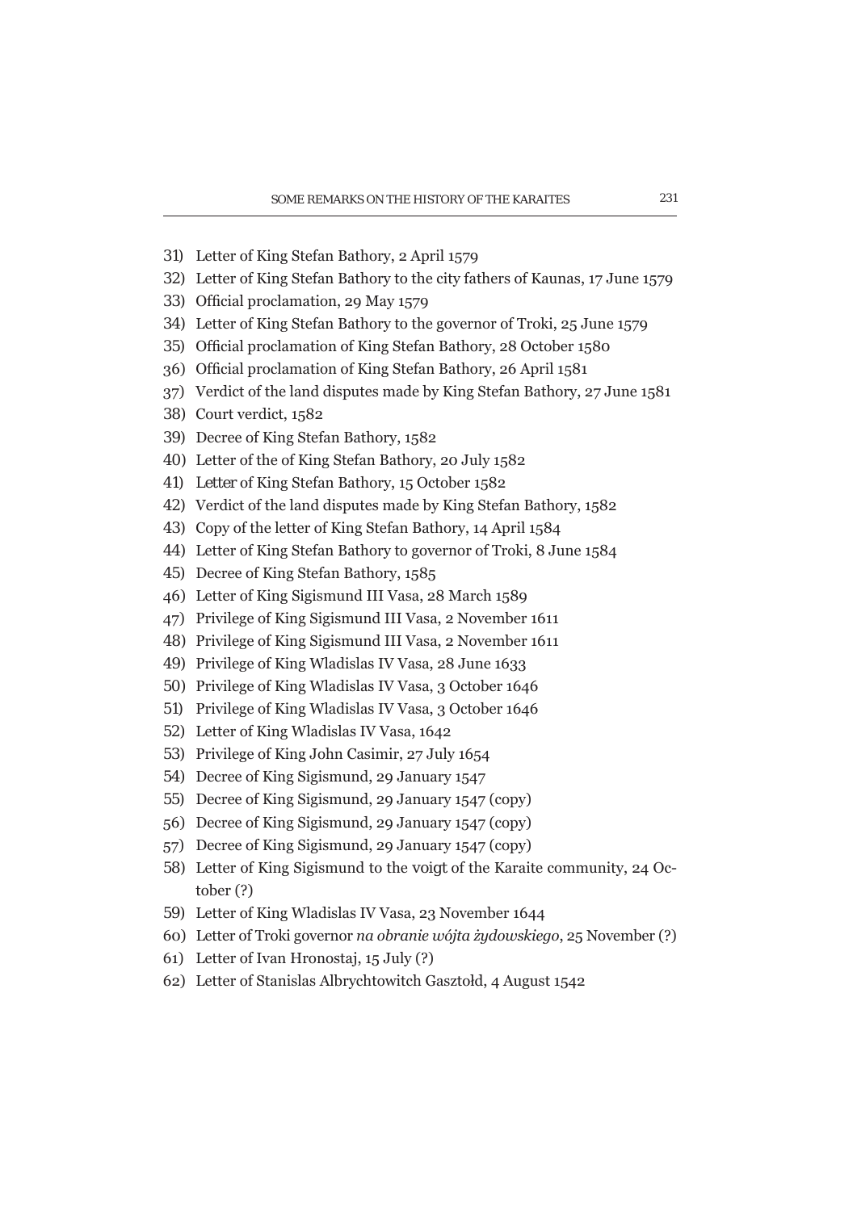31) Letter of King Stefan Bathory, 2 April 1579
32) Letter of King Stefan Bathory to the city fathers of Kaunas, 17 June 1579
33) Official proclamation, 29 May 1579
34) Letter of King Stefan Bathory to the governor of Troki, 25 June 1579
35) Official proclamation of King Stefan Bathory, 28 October 1580
36) Official proclamation of King Stefan Bathory, 26 April 1581
37) Verdict of the land disputes made by King Stefan Bathory, 27 June 1581
38) Court verdict, 1582
39) Decree of King Stefan Bathory, 1582
40) Letter of the of King Stefan Bathory, 20 July 1582
41) Letter of King Stefan Bathory, 15 October 1582
42) Verdict of the land disputes made by King Stefan Bathory, 1582
43) Copy of the letter of King Stefan Bathory, 14 April 1584
44) Letter of King Stefan Bathory to governor of Troki, 8 June 1584
45) Decree of King Stefan Bathory, 1585
46) Letter of King Sigismund III Vasa, 28 March 1589
47) Privilege of King Sigismund III Vasa, 2 November 1611
48) Privilege of King Sigismund III Vasa, 2 November 1611
49) Privilege of King Wladislas IV Vasa, 28 June 1633
50) Privilege of King Wladislas IV Vasa, 3 October 1646
51) Privilege of King Wladislas IV Vasa, 3 October 1646
52) Letter of King Wladislas IV Vasa, 1642
53) Privilege of King John Casimir, 27 July 1654
54) Decree of King Sigismund, 29 January 1547
55) Decree of King Sigismund, 29 January 1547 (copy)
56) Decree of King Sigismund, 29 January 1547 (copy)
57) Decree of King Sigismund, 29 January 1547 (copy)
58) Letter of King Sigismund to the voigt of the Karaite community, 24 October (?)
59) Letter of King Wladislas IV Vasa, 23 November 1644
60) Letter of Troki governor *na obranie wójta żydowskiego*, 25 November (?)
61) Letter of Ivan Hronostaj, 15 July (?)
62) Letter of Stanislas Albrychtowitch Gasztołd, 4 August 1542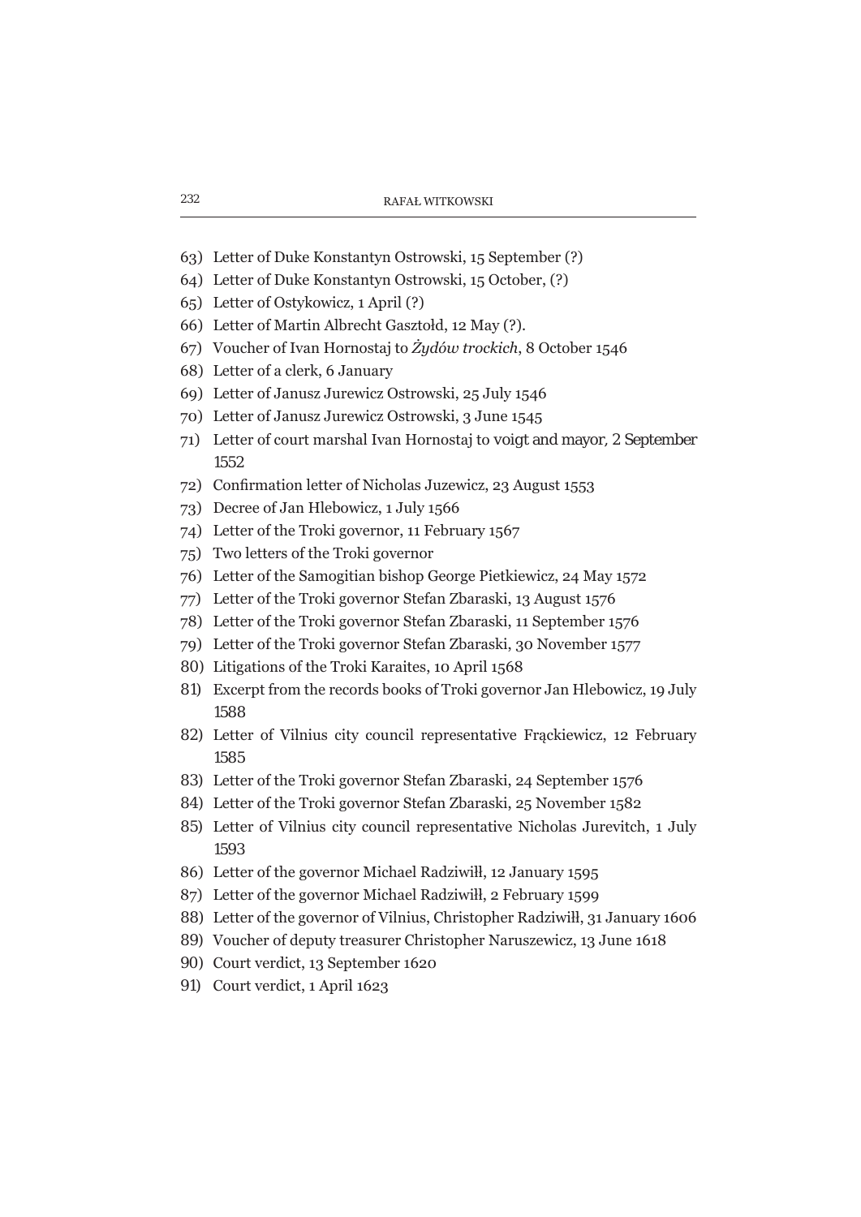63) Letter of Duke Konstantyn Ostrowski, 15 September (?)
64) Letter of Duke Konstantyn Ostrowski, 15 October, (?)
65) Letter of Ostykowicz, 1 April (?)
66) Letter of Martin Albrecht Gasztołd, 12 May (?).
67) Voucher of Ivan Hornostaj to *Żydów trockich*, 8 October 1546
68) Letter of a clerk, 6 January
69) Letter of Janusz Jurewicz Ostrowski, 25 July 1546
70) Letter of Janusz Jurewicz Ostrowski, 3 June 1545
71) Letter of court marshal Ivan Hornostaj to voigt and mayor, 2 September 1552
72) Confirmation letter of Nicholas Juzewicz, 23 August 1553
73) Decree of Jan Hlebowicz, 1 July 1566
74) Letter of the Troki governor, 11 February 1567
75) Two letters of the Troki governor
76) Letter of the Samogitian bishop George Pietkiewicz, 24 May 1572
77) Letter of the Troki governor Stefan Zbaraski, 13 August 1576
78) Letter of the Troki governor Stefan Zbaraski, 11 September 1576
79) Letter of the Troki governor Stefan Zbaraski, 30 November 1577
80) Litigations of the Troki Karaites, 10 April 1568
81) Excerpt from the records books of Troki governor Jan Hlebowicz, 19 July 1588
82) Letter of Vilnius city council representative Frąckiewicz, 12 February 1585
83) Letter of the Troki governor Stefan Zbaraski, 24 September 1576
84) Letter of the Troki governor Stefan Zbaraski, 25 November 1582
85) Letter of Vilnius city council representative Nicholas Jurevitch, 1 July 1593
86) Letter of the governor Michael Radziwiłł, 12 January 1595
87) Letter of the governor Michael Radziwiłł, 2 February 1599
88) Letter of the governor of Vilnius, Christopher Radziwiłł, 31 January 1606
89) Voucher of deputy treasurer Christopher Naruszewicz, 13 June 1618
90) Court verdict, 13 September 1620
91) Court verdict, 1 April 1623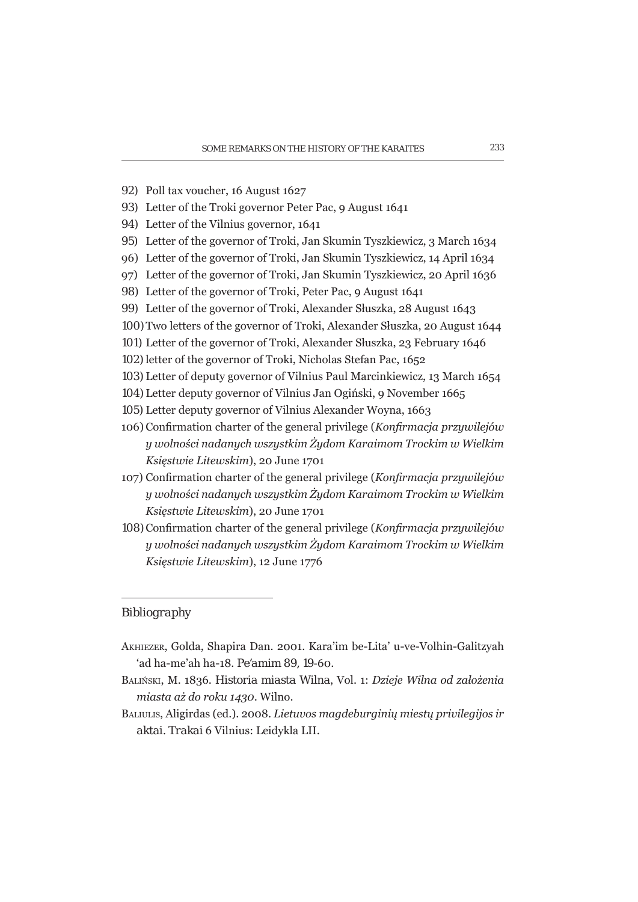92) Poll tax voucher, 16 August 1627
93) Letter of the Troki governor Peter Pac, 9 August 1641
94) Letter of the Vilnius governor, 1641
95) Letter of the governor of Troki, Jan Skumin Tyszkiewicz, 3 March 1634
96) Letter of the governor of Troki, Jan Skumin Tyszkiewicz, 14 April 1634
97) Letter of the governor of Troki, Jan Skumin Tyszkiewicz, 20 April 1636
98) Letter of the governor of Troki, Peter Pac, 9 August 1641
99) Letter of the governor of Troki, Alexander Słuszka, 28 August 1643
100) Two letters of the governor of Troki, Alexander Słuszka, 20 August 1644
101) Letter of the governor of Troki, Alexander Słuszka, 23 February 1646
102) letter of the governor of Troki, Nicholas Stefan Pac, 1652
103) Letter of deputy governor of Vilnius Paul Marcinkiewicz, 13 March 1654
104) Letter deputy governor of Vilnius Jan Ogiński, 9 November 1665
105) Letter deputy governor of Vilnius Alexander Woyna, 1663
106) Confirmation charter of the general privilege (*Konfirmacja przywilejów y wolności nadanych wszystkim Żydom Karaimom Trockim w Wielkim Księstwie Litewskim*), 20 June 1701
107) Confirmation charter of the general privilege (*Konfirmacja przywilejów y wolności nadanych wszystkim Żydom Karaimom Trockim w Wielkim Księstwie Litewskim*), 20 June 1701
108) Confirmation charter of the general privilege (*Konfirmacja przywilejów y wolności nadanych wszystkim Żydom Karaimom Trockim w Wielkim Księstwie Litewskim*), 12 June 1776

---

## Bibliography

Akhiezer, Golda, Shapira Dan. 2001. Kara'im be-Lita' u-ve-Volhin-Galitzyah 'ad ha-me'ah ha-18. Pe'amim 89, 19-60.

Baliński, M. 1836. Historia miasta Wilna, Vol. 1: *Dzieje Wilna od założenia miasta aż do roku 1430*. Wilno.

Baliulis, Aligirdas (ed.). 2008. *Lietuvos magdeburginių miestų privilegijos ir* aktai. Trakai 6 Vilnius: Leidykla LII.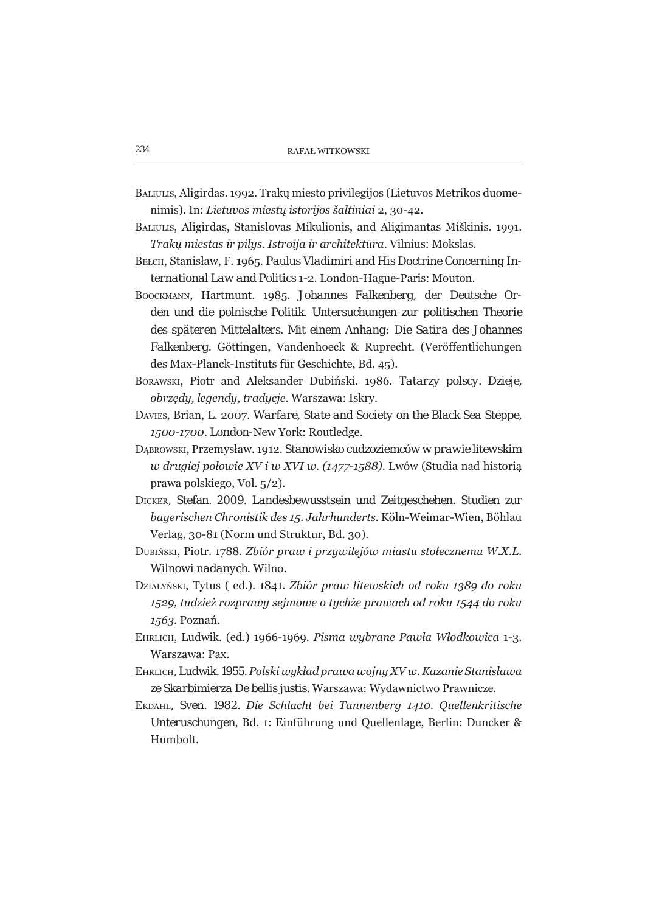Baliulis, Aligirdas. 1992. Trakų miesto privilegijos (Lietuvos Metrikos duomenimis). In: *Lietuvos miestų istorijos šaltiniai* 2, 30-42.

Baliulis, Aligirdas, Stanislovas Mikulionis, and Aligimantas Miškinis. 1991. *Trakų miestas ir pilys. Istroija ir architektūra*. Vilnius: Mokslas.

Bełch, Stanisław, F. 1965. Paulus Vladimiri and His Doctrine Concerning International Law and Politics 1-2. London-Hague-Paris: Mouton.

Boockmann, Hartmunt. 1985. Johannes Falkenberg, der Deutsche Orden und die polnische Politik. Untersuchungen zur politischen Theorie des späteren Mittelalters. Mit einem Anhang: Die Satira des Johannes Falkenberg. Göttingen, Vandenhoeck & Ruprecht. (Veröffentlichungen des Max-Planck-Instituts für Geschichte, Bd. 45).

Borawski, Piotr and Aleksander Dubiński. 1986. Tatarzy polscy. Dzieje, *obrzędy, legendy, tradycje*. Warszawa: Iskry.

Davies, Brian, L. 2007. Warfare, State and Society on the Black Sea Steppe, *1500-1700*. London-New York: Routledge.

Dąbrowski, Przemysław. 1912. Stanowisko cudzoziemców w prawie litewskim *w drugiej połowie XV i w XVI w. (1477-1588)*. Lwów (Studia nad historią prawa polskiego, Vol. 5/2).

Dicker, Stefan. 2009. Landesbewusstsein und Zeitgeschehen. Studien zur *bayerischen Chronistik des 15. Jahrhunderts*. Köln-Weimar-Wien, Böhlau Verlag, 30-81 (Norm und Struktur, Bd. 30).

Dubiński, Piotr. 1788. *Zbiór praw i przywilejów miastu stołecznemu W.X.L.* Wilnowi nadanych. Wilno.

Działyński, Tytus ( ed.). 1841. *Zbiór praw litewskich od roku 1389 do roku 1529, tudzież rozprawy sejmowe o tychże prawach od roku 1544 do roku 1563*. Poznań.

Ehrlich, Ludwik. (ed.) 1966-1969. *Pisma wybrane Pawła Włodkowica* 1-3. Warszawa: Pax.

Ehrlich, Ludwik. 1955. *Polski wykład prawa wojny XV w. Kazanie Stanisława* ze Skarbimierza De bellis justis. Warszawa: Wydawnictwo Prawnicze.

Ekdahl, Sven. 1982. *Die Schlacht bei Tannenberg 1410. Quellenkritische* Unteruschungen, Bd. 1: Einführung und Quellenlage, Berlin: Duncker & Humbolt.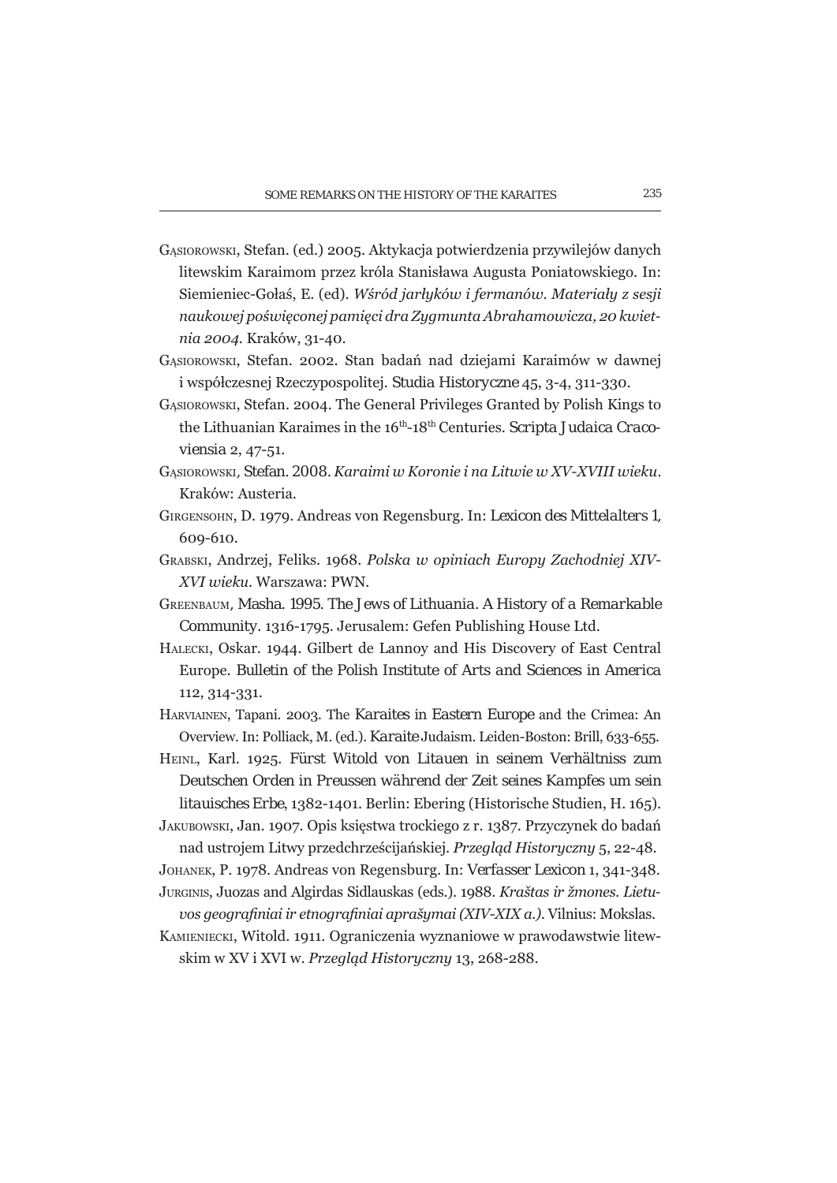Gąsiorowski, Stefan. (ed.) 2005. Aktykacja potwierdzenia przywilejów danych litewskim Karaimom przez króla Stanisława Augusta Poniatowskiego. In: Siemieniec-Gołaś, E. (ed). *Wśród jarłyków i fermanów. Materiały z sesji naukowej poświęconej pamięci dra Zygmunta Abrahamowicza, 20 kwietnia 2004*. Kraków, 31-40.

Gąsiorowski, Stefan. 2002. Stan badań nad dziejami Karaimów w dawnej i współczesnej Rzeczypospolitej. Studia Historyczne 45, 3-4, 311-330.

Gąsiorowski, Stefan. 2004. The General Privileges Granted by Polish Kings to the Lithuanian Karaimes in the 16th-18th Centuries. Scripta Judaica Cracoviensia 2, 47-51.

Gąsiorowski, Stefan. 2008. *Karaimi w Koronie i na Litwie w XV-XVIII wieku*. Kraków: Austeria.

Girgensohn, D. 1979. Andreas von Regensburg. In: Lexicon des Mittelalters 1, 609-610.

Grabski, Andrzej, Feliks. 1968. *Polska w opiniach Europy Zachodniej XIV-XVI wieku*. Warszawa: PWN.

Greenbaum, Masha. 1995. The Jews of Lithuania. A History of a Remarkable Community. 1316-1795. Jerusalem: Gefen Publishing House Ltd.

Halecki, Oskar. 1944. Gilbert de Lannoy and His Discovery of East Central Europe. Bulletin of the Polish Institute of Arts and Sciences in America 112, 314-331.

Harviainen, Tapani. 2003. The Karaites in Eastern Europe and the Crimea: An Overview. In: Polliack, M. (ed.). Karaite Judaism. Leiden-Boston: Brill, 633-655.

Heinl, Karl. 1925. Fürst Witold von Litauen in seinem Verhältniss zum Deutschen Orden in Preussen während der Zeit seines Kampfes um sein litauisches Erbe, 1382-1401. Berlin: Ebering (Historische Studien, H. 165).

Jakubowski, Jan. 1907. Opis księstwa trockiego z r. 1387. Przyczynek do badań nad ustrojem Litwy przedchrześcijańskiej. *Przegląd Historyczny* 5, 22-48.

Johanek, P. 1978. Andreas von Regensburg. In: Verfasser Lexicon 1, 341-348.

Jurginis, Juozas and Algirdas Sidlauskas (eds.). 1988. *Kraštas ir žmones. Lietuvos geografiniai ir etnografiniai aprašymai (XIV-XIX a.)*. Vilnius: Mokslas.

Kamieniecki, Witold. 1911. Ograniczenia wyznaniowe w prawodawstwie litewskim w XV i XVI w. *Przegląd Historyczny* 13, 268-288.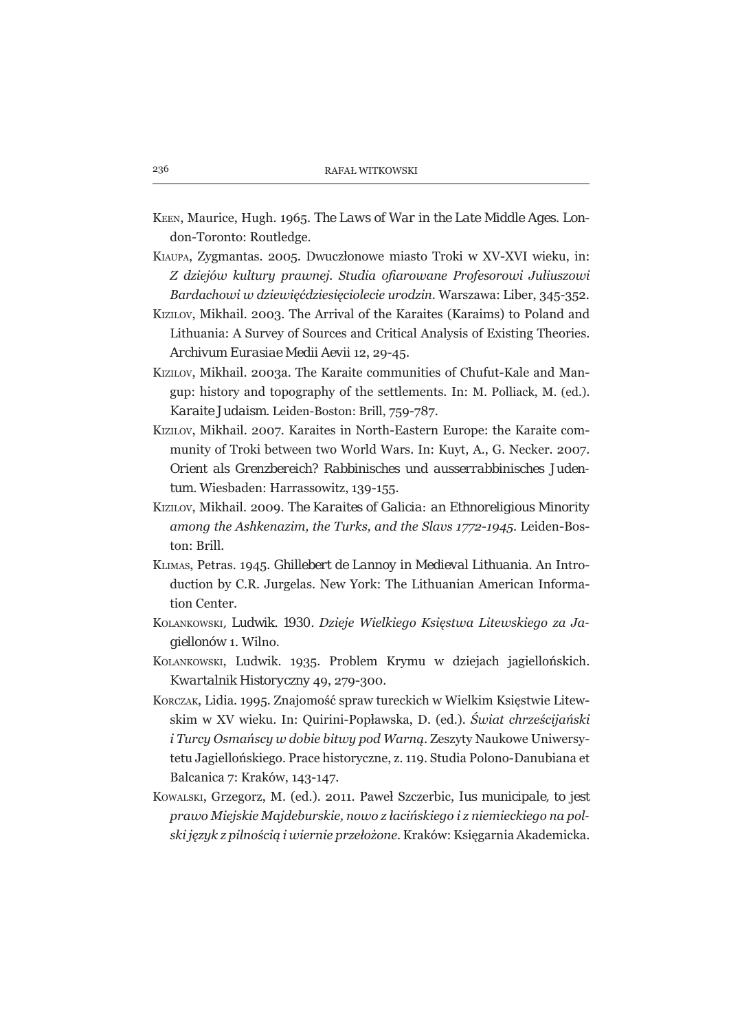Keen, Maurice, Hugh. 1965. *The Laws of War in the Late Middle Ages*. London-Toronto: Routledge.

Kiaupa, Zygmantas. 2005. Dwuczłonowe miasto Troki w XV-XVI wieku, in: *Z dziejów kultury prawnej. Studia ofiarowane Profesorowi Juliuszowi Bardachowi w dziewięćdziesięciolecie urodzin*. Warszawa: Liber, 345-352.

Kizilov, Mikhail. 2003. The Arrival of the Karaites (Karaims) to Poland and Lithuania: A Survey of Sources and Critical Analysis of Existing Theories. *Archivum Eurasiae Medii Aevii* 12, 29-45.

Kizilov, Mikhail. 2003a. The Karaite communities of Chufut-Kale and Mangup: history and topography of the settlements. In: M. Polliack, M. (ed.). *Karaite Judaism*. Leiden-Boston: Brill, 759-787.

Kizilov, Mikhail. 2007. Karaites in North-Eastern Europe: the Karaite community of Troki between two World Wars. In: Kuyt, A., G. Necker. 2007. *Orient als Grenzbereich? Rabbinisches und ausserrabbinisches Judentum*. Wiesbaden: Harrassowitz, 139-155.

Kizilov, Mikhail. 2009. *The Karaites of Galicia: an Ethnoreligious Minority among the Ashkenazim, the Turks, and the Slavs 1772-1945*. Leiden-Boston: Brill.

Klimas, Petras. 1945. *Ghillebert de Lannoy in Medieval Lithuania*. An Introduction by C.R. Jurgelas. New York: The Lithuanian American Information Center.

Kolankowski, Ludwik. 1930. *Dzieje Wielkiego Księstwa Litewskiego za Jagiellonów* 1. Wilno.

Kolankowski, Ludwik. 1935. Problem Krymu w dziejach jagiellońskich. *Kwartalnik Historyczny* 49, 279-300.

Korczak, Lidia. 1995. Znajomość spraw tureckich w Wielkim Księstwie Litewskim w XV wieku. In: Quirini-Popławska, D. (ed.). *Świat chrześcijański i Turcy Osmańscy w dobie bitwy pod Warną*. Zeszyty Naukowe Uniwersytetu Jagiellońskiego. Prace historyczne, z. 119. Studia Polono-Danubiana et Balcanica 7: Kraków, 143-147.

Kowalski, Grzegorz, M. (ed.). 2011. Paweł Szczerbic, *Ius municipale, to jest prawo Miejskie Majdeburskie, nowo z łacińskiego i z niemieckiego na polski język z pilnością i wiernie przełożone*. Kraków: Księgarnia Akademicka.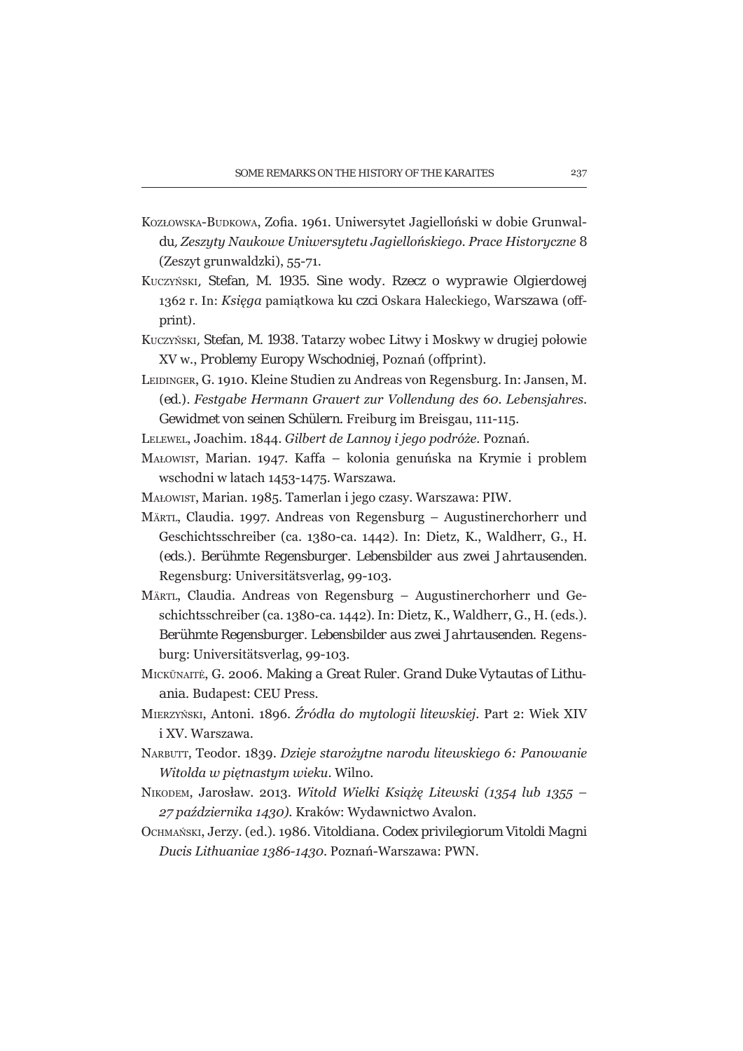Kozłowska-Budkowa, Zofia. 1961. Uniwersytet Jagielloński w dobie Grunwaldu, *Zeszyty Naukowe Uniwersytetu Jagiellońskiego. Prace Historyczne* 8 (Zeszyt grunwaldzki), 55-71.

Kuczyński, Stefan, M. 1935. Sine wody. Rzecz o wyprawie Olgierdowej 1362 r. In: *Księga* pamiątkowa ku czci Oskara Haleckiego, Warszawa (offprint).

Kuczyński, Stefan, M. 1938. Tatarzy wobec Litwy i Moskwy w drugiej połowie XV w., Problemy Europy Wschodniej, Poznań (offprint).

Leidinger, G. 1910. Kleine Studien zu Andreas von Regensburg. In: Jansen, M. (ed.). *Festgabe Hermann Grauert zur Vollendung des 60. Lebensjahres*. Gewidmet von seinen Schülern. Freiburg im Breisgau, 111-115.

Lelewel, Joachim. 1844. *Gilbert de Lannoy i jego podróże*. Poznań.

Małowist, Marian. 1947. Kaffa – kolonia genuńska na Krymie i problem wschodni w latach 1453-1475. Warszawa.

Małowist, Marian. 1985. Tamerlan i jego czasy. Warszawa: PIW.

Märtl, Claudia. 1997. Andreas von Regensburg – Augustinerchorherr und Geschichtsschreiber (ca. 1380-ca. 1442). In: Dietz, K., Waldherr, G., H. (eds.). Berühmte Regensburger. Lebensbilder aus zwei Jahrtausenden. Regensburg: Universitätsverlag, 99-103.

Märtl, Claudia. Andreas von Regensburg – Augustinerchorherr und Geschichtsschreiber (ca. 1380-ca. 1442). In: Dietz, K., Waldherr, G., H. (eds.). Berühmte Regensburger. Lebensbilder aus zwei Jahrtausenden. Regensburg: Universitätsverlag, 99-103.

Mickūnaitė, G. 2006. Making a Great Ruler. Grand Duke Vytautas of Lithuania. Budapest: CEU Press.

Mierzyński, Antoni. 1896. *Źródła do mytologii litewskiej*. Part 2: Wiek XIV i XV. Warszawa.

Narbutt, Teodor. 1839. *Dzieje starożytne narodu litewskiego 6: Panowanie Witolda w piętnastym wieku*. Wilno.

Nikodem, Jarosław. 2013. *Witold Wielki Książę Litewski (1354 lub 1355 – 27 października 1430)*. Kraków: Wydawnictwo Avalon.

Ochmański, Jerzy. (ed.). 1986. Vitoldiana. Codex privilegiorum Vitoldi Magni *Ducis Lithuaniae 1386-1430*. Poznań-Warszawa: PWN.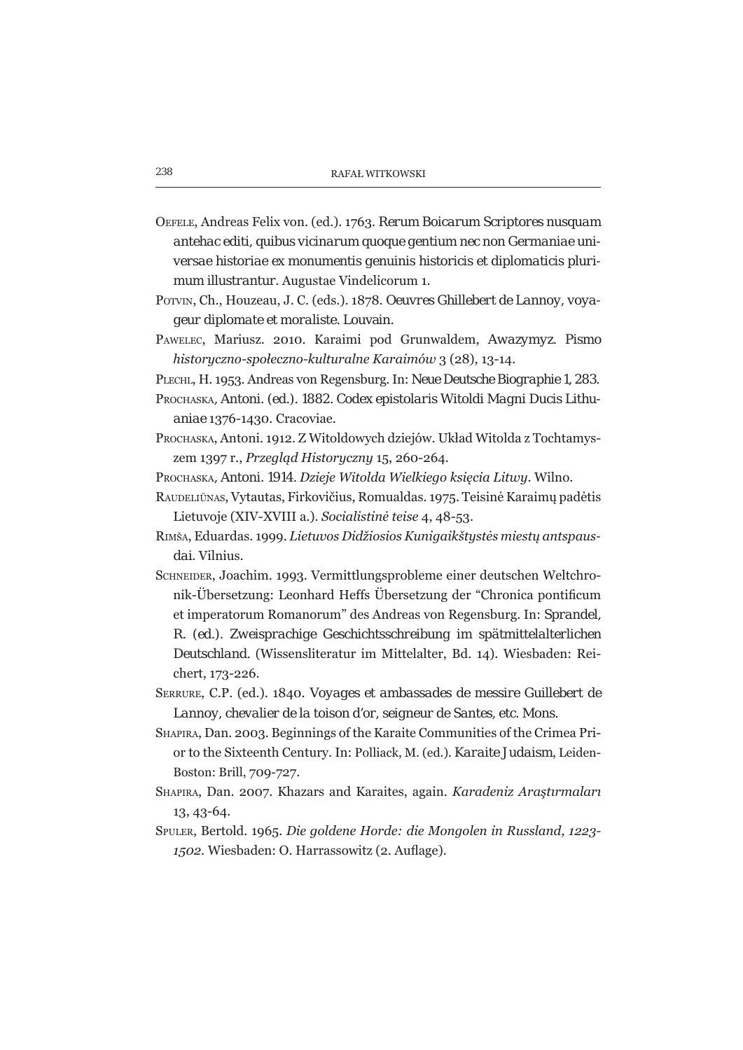Oefele, Andreas Felix von. (ed.). 1763. Rerum Boicarum Scriptores nusquam antehac editi, quibus vicinarum quoque gentium nec non Germaniae universae historiae ex monumentis genuinis historicis et diplomaticis plurimum illustrantur. Augustae Vindelicorum 1.

Potvin, Ch., Houzeau, J. C. (eds.). 1878. Oeuvres Ghillebert de Lannoy, voyageur diplomate et moraliste. Louvain.

Pawelec, Mariusz. 2010. Karaimi pod Grunwaldem, Awazymyz. Pismo *historyczno-społeczno-kulturalne Karaimów* 3 (28), 13-14.

Plechl, H. 1953. Andreas von Regensburg. In: Neue Deutsche Biographie 1, 283.

Prochaska, Antoni. (ed.). 1882. Codex epistolaris Witoldi Magni Ducis Lithuaniae 1376-1430. Cracoviae.

Prochaska, Antoni. 1912. Z Witoldowych dziejów. Układ Witolda z Tochtamyszem 1397 r., *Przegląd Historyczny* 15, 260-264.

Prochaska, Antoni. 1914. *Dzieje Witolda Wielkiego księcia Litwy*. Wilno.

Raudeliūnas, Vytautas, Firkovičius, Romualdas. 1975. Teisinė Karaimų padėtis Lietuvoje (XIV-XVIII a.). *Socialistinė teise* 4, 48-53.

Rimša, Eduardas. 1999. *Lietuvos Didžiosios Kunigaikštystės miestų antspausdai*. Vilnius.

Schneider, Joachim. 1993. Vermittlungsprobleme einer deutschen Weltchronik-Übersetzung: Leonhard Heffs Übersetzung der "Chronica pontificum et imperatorum Romanorum" des Andreas von Regensburg. In: Sprandel, R. (ed.). Zweisprachige Geschichtsschreibung im spätmittelalterlichen Deutschland. (Wissensliteratur im Mittelalter, Bd. 14). Wiesbaden: Reichert, 173-226.

Serrure, C.P. (ed.). 1840. Voyages et ambassades de messire Guillebert de Lannoy, chevalier de la toison d'or, seigneur de Santes, etc. Mons.

Shapira, Dan. 2003. Beginnings of the Karaite Communities of the Crimea Prior to the Sixteenth Century. In: Polliack, M. (ed.). Karaite Judaism, Leiden-Boston: Brill, 709-727.

Shapira, Dan. 2007. Khazars and Karaites, again. *Karadeniz Araştırmaları* 13, 43-64.

Spuler, Bertold. 1965. *Die goldene Horde: die Mongolen in Russland, 1223-1502*. Wiesbaden: O. Harrassowitz (2. Auflage).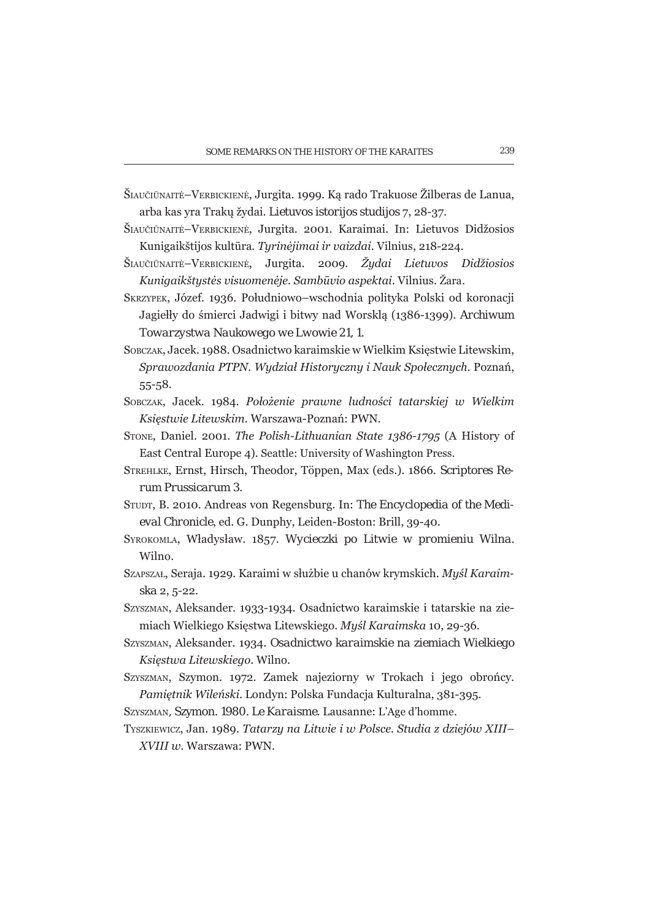Šiaučiūnaitė–Verbickienė, Jurgita. 1999. Ką rado Trakuose Žilberas de Lanua, arba kas yra Trakų žydai. Lietuvos istorijos studijos 7, 28-37.

Šiaučiūnaitė–Verbickienė, Jurgita. 2001. Karaimai. In: Lietuvos Didžosios Kunigaikštijos kultūra. *Tyrinėjimai ir vaizdai*. Vilnius, 218-224.

Šiaučiūnaitė–Verbickienė, Jurgita. 2009. *Žydai Lietuvos Didžiosios Kunigaikštystės visuomenėje. Sambūvio aspektai*. Vilnius. Žara.

Skrzypek, Józef. 1936. Południowo–wschodnia polityka Polski od koronacji Jagiełły do śmierci Jadwigi i bitwy nad Worsklą (1386-1399). Archiwum Towarzystwa Naukowego we Lwowie 21, 1.

Sobczak, Jacek. 1988. Osadnictwo karaimskie w Wielkim Księstwie Litewskim, *Sprawozdania PTPN. Wydział Historyczny i Nauk Społecznych*. Poznań, 55-58.

Sobczak, Jacek. 1984. *Położenie prawne ludności tatarskiej w Wielkim Księstwie Litewskim*. Warszawa-Poznań: PWN.

Stone, Daniel. 2001. *The Polish-Lithuanian State 1386-1795* (A History of East Central Europe 4). Seattle: University of Washington Press.

Strehlke, Ernst, Hirsch, Theodor, Töppen, Max (eds.). 1866. Scriptores Rerum Prussicarum 3.

Studt, B. 2010. Andreas von Regensburg. In: The Encyclopedia of the Medieval Chronicle, ed. G. Dunphy, Leiden-Boston: Brill, 39-40.

Syrokomla, Władysław. 1857. Wycieczki po Litwie w promieniu Wilna. Wilno.

Szapszał, Seraja. 1929. Karaimi w służbie u chanów krymskich. *Myśl Karaimska* 2, 5-22.

Szyszman, Aleksander. 1933-1934. Osadnictwo karaimskie i tatarskie na ziemiach Wielkiego Księstwa Litewskiego. *Myśl Karaimska* 10, 29-36.

Szyszman, Aleksander. 1934. Osadnictwo karaimskie na ziemiach Wielkiego *Księstwa Litewskiego*. Wilno.

Szyszman, Szymon. 1972. Zamek najeziorny w Trokach i jego obrońcy. *Pamiętnik Wileński*. Londyn: Polska Fundacja Kulturalna, 381-395.

Szyszman, Szymon. 1980. Le Karaisme. Lausanne: L'Age d'homme.

Tyszkiewicz, Jan. 1989. *Tatarzy na Litwie i w Polsce. Studia z dziejów XIII–XVIII w*. Warszawa: PWN.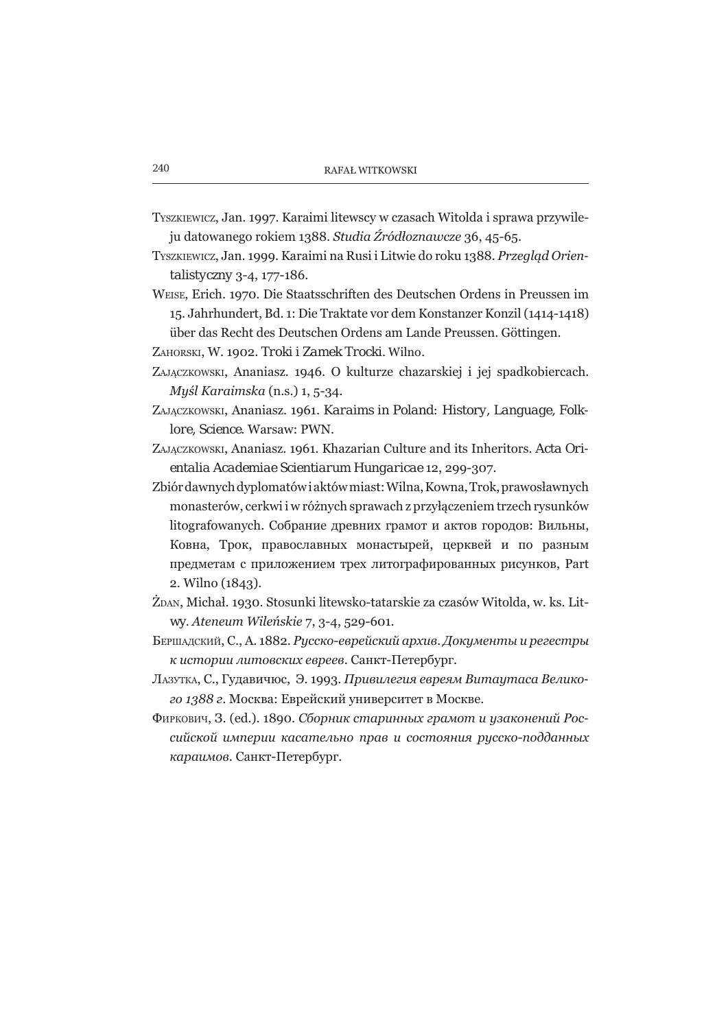Tyszkiewicz, Jan. 1997. Karaimi litewscy w czasach Witolda i sprawa przywileju datowanego rokiem 1388. *Studia Źródłoznawcze* 36, 45-65.

Tyszkiewicz, Jan. 1999. Karaimi na Rusi i Litwie do roku 1388. *Przegląd Orientalistyczny* 3-4, 177-186.

Weise, Erich. 1970. Die Staatsschriften des Deutschen Ordens in Preussen im 15. Jahrhundert, Bd. 1: Die Traktate vor dem Konstanzer Konzil (1414-1418) über das Recht des Deutschen Ordens am Lande Preussen. Göttingen.

Zahorski, W. 1902. Troki i Zamek Trocki. Wilno.

Zajączkowski, Ananiasz. 1946. O kulturze chazarskiej i jej spadkobiercach. *Myśl Karaimska* (n.s.) 1, 5-34.

Zajączkowski, Ananiasz. 1961. Karaims in Poland: History, Language, Folklore, Science. Warsaw: PWN.

Zajączkowski, Ananiasz. 1961. Khazarian Culture and its Inheritors. Acta Orientalia Academiae Scientiarum Hungaricae 12, 299-307.

Zbiór dawnych dyplomatów i aktów miast: Wilna, Kowna, Trok, prawosławnych monasterów, cerkwi i w różnych sprawach z przyłączeniem trzech rysunków litografowanych. Собрание древних грамот и актов городов: Вильны, Ковна, Трок, православных монастырей, церквей и по разным предметам с приложением трех литографированных рисунков, Part 2. Wilno (1843).

Żdan, Michał. 1930. Stosunki litewsko-tatarskie za czasów Witolda, w. ks. Litwy. *Ateneum Wileńskie* 7, 3-4, 529-601.

Бершадский, С., А. 1882. *Русско-еврейский архив. Документы и регестры к истории литовских евреев*. Санкт-Петербург.

Лазутка, С., Гудавичюс, Э. 1993. *Привилегия евреям Витаутаса Великого 1388 г.* Москва: Еврейский университет в Москве.

Фиркович, З. (ed.). 1890. *Сборник старинных грамот и узаконений Российской империи касательно прав и состояния русско-подданных караимов*. Санкт-Петербург.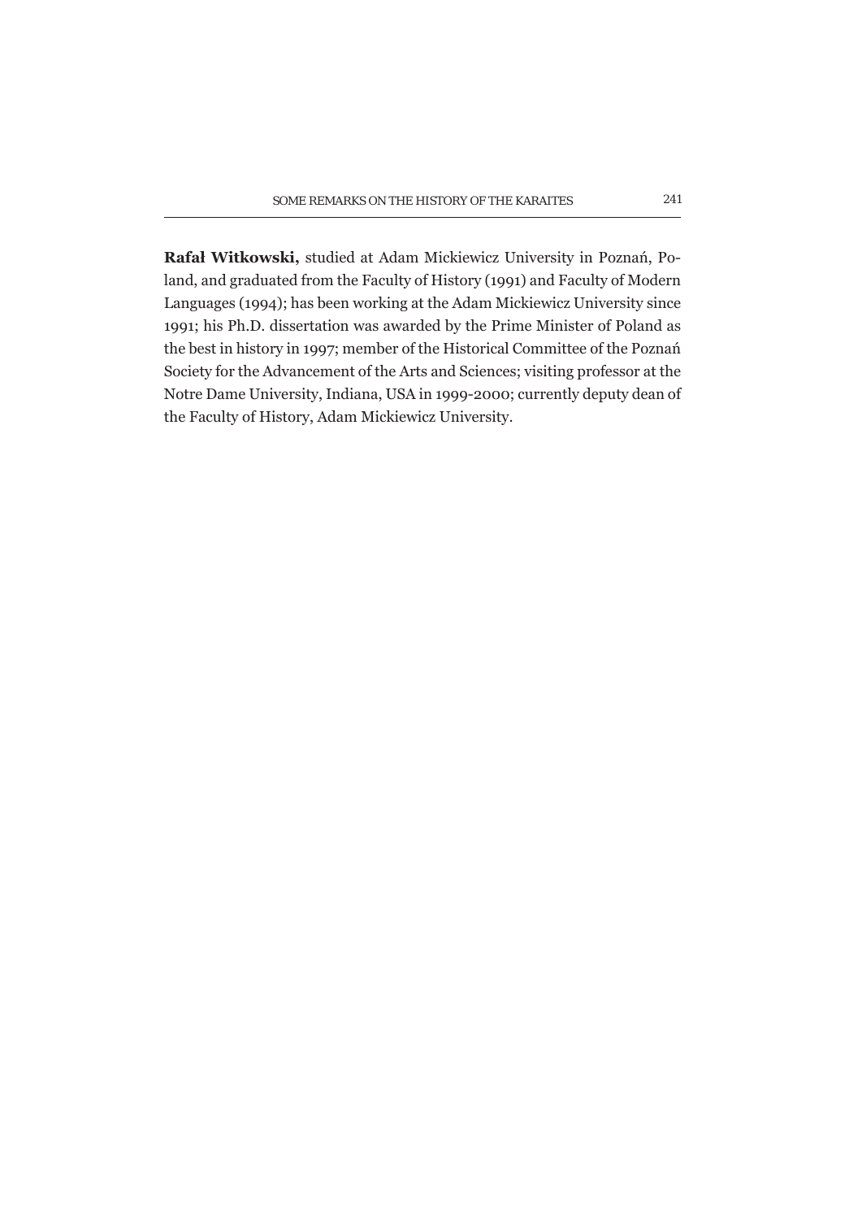**Rafał Witkowski,** studied at Adam Mickiewicz University in Poznań, Poland, and graduated from the Faculty of History (1991) and Faculty of Modern Languages (1994); has been working at the Adam Mickiewicz University since 1991; his Ph.D. dissertation was awarded by the Prime Minister of Poland as the best in history in 1997; member of the Historical Committee of the Poznań Society for the Advancement of the Arts and Sciences; visiting professor at the Notre Dame University, Indiana, USA in 1999-2000; currently deputy dean of the Faculty of History, Adam Mickiewicz University.